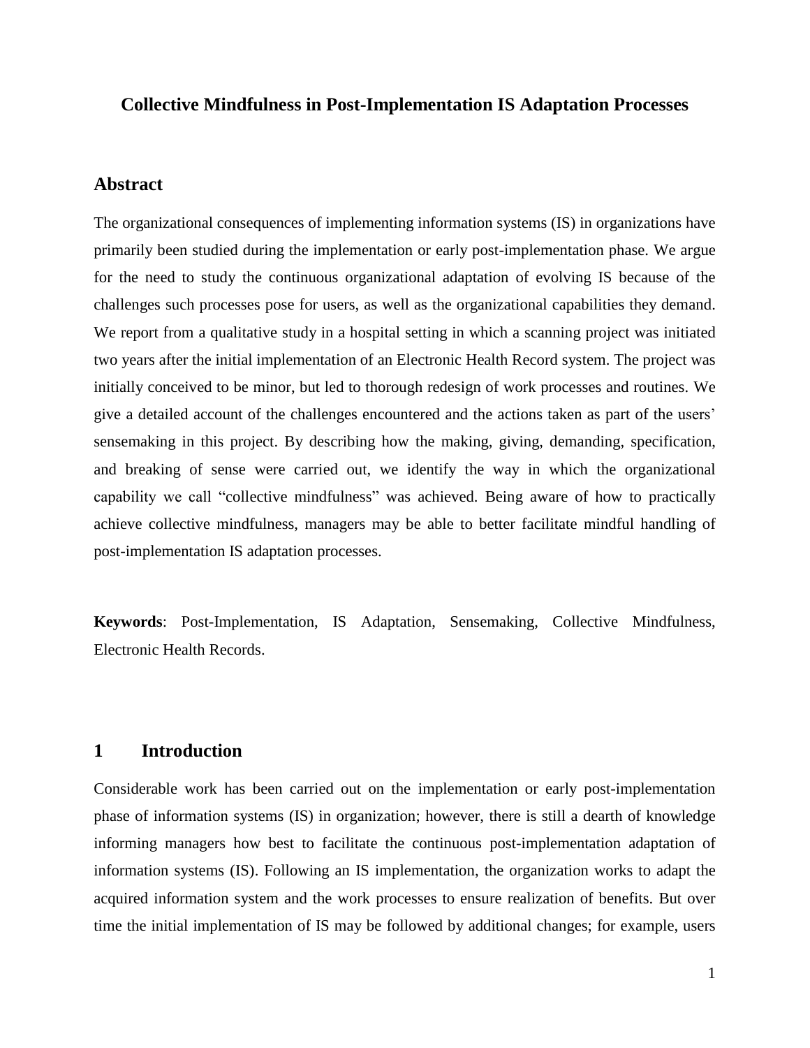# Collective Mindfulness in Post-Implementation IS Adaptation Processes

## Abstract

The organizational consequences of implementing information systems (IS) in organizations have primarily been studied during the implementation or early post-implementation phase. We argue for the need to study the continuous organizational adaptation of evolving IS because of the challenges such processes pose for users, as well as the organizational capabilities they demand. We report from a qualitative study in a hospital setting in which a scanning project was initiated two years after the initial implementation of an Electronic Health Record system. The project was initially conceived to be minor, but led to thorough redesign of work processes and routines. We give a detailed account of the challenges encountered and the actions taken as part of the users' sensemaking in this project. By describing how the making, giving, demanding, specification, and breaking of sense were carried out, we identify the way in which the organizational capability we call "collective mindfulness" was achieved. Being aware of how to practically achieve collective mindfulness, managers may be able to better facilitate mindful handling of post-implementation IS adaptation processes.

**Keywords**: Post-Implementation, IS Adaptation, Sensemaking, Collective Mindfulness, Electronic Health Records.

## 1 Introduction

Considerable work has been carried out on the implementation or early post-implementation phase of information systems (IS) in organization; however, there is still a dearth of knowledge informing managers how best to facilitate the continuous post-implementation adaptation of information systems (IS). Following an IS implementation, the organization works to adapt the acquired information system and the work processes to ensure realization of benefits. But over time the initial implementation of IS may be followed by additional changes; for example, users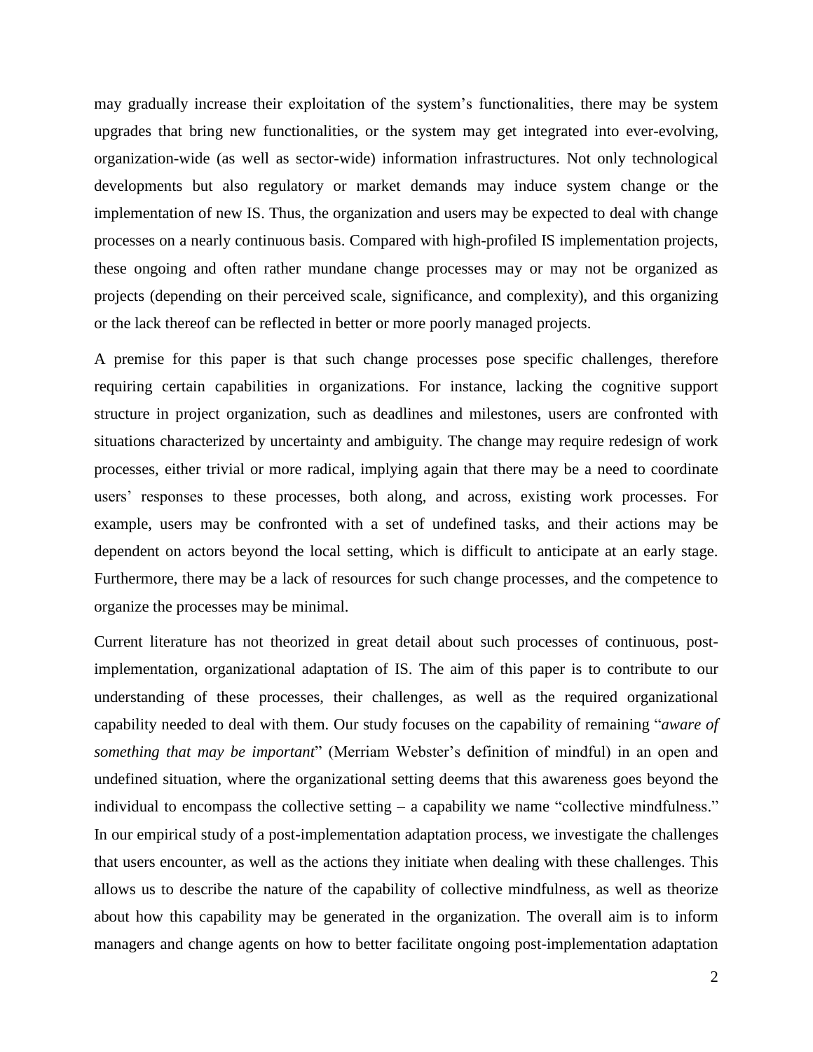may gradually increase their exploitation of the system's functionalities, there may be system upgrades that bring new functionalities, or the system may get integrated into ever-evolving, organization-wide (as well as sector-wide) information infrastructures. Not only technological developments but also regulatory or market demands may induce system change or the implementation of new IS. Thus, the organization and users may be expected to deal with change processes on a nearly continuous basis. Compared with high-profiled IS implementation projects, these ongoing and often rather mundane change processes may or may not be organized as projects (depending on their perceived scale, significance, and complexity), and this organizing or the lack thereof can be reflected in better or more poorly managed projects.

A premise for this paper is that such change processes pose specific challenges, therefore requiring certain capabilities in organizations. For instance, lacking the cognitive support structure in project organization, such as deadlines and milestones, users are confronted with situations characterized by uncertainty and ambiguity. The change may require redesign of work processes, either trivial or more radical, implying again that there may be a need to coordinate users' responses to these processes, both along, and across, existing work processes. For example, users may be confronted with a set of undefined tasks, and their actions may be dependent on actors beyond the local setting, which is difficult to anticipate at an early stage. Furthermore, there may be a lack of resources for such change processes, and the competence to organize the processes may be minimal.

Current literature has not theorized in great detail about such processes of continuous, post-implementation, organizational adaptation of IS. The aim of this paper is to contribute to our understanding of these processes, their challenges, as well as the required organizational capability needed to deal with them. Our study focuses on the capability of remaining "*aware of something that may be important*" (Merriam Webster's definition of mindful) in an open and undefined situation, where the organizational setting deems that this awareness goes beyond the individual to encompass the collective setting – a capability we name "collective mindfulness." In our empirical study of a post-implementation adaptation process, we investigate the challenges that users encounter, as well as the actions they initiate when dealing with these challenges. This allows us to describe the nature of the capability of collective mindfulness, as well as theorize about how this capability may be generated in the organization. The overall aim is to inform managers and change agents on how to better facilitate ongoing post-implementation adaptation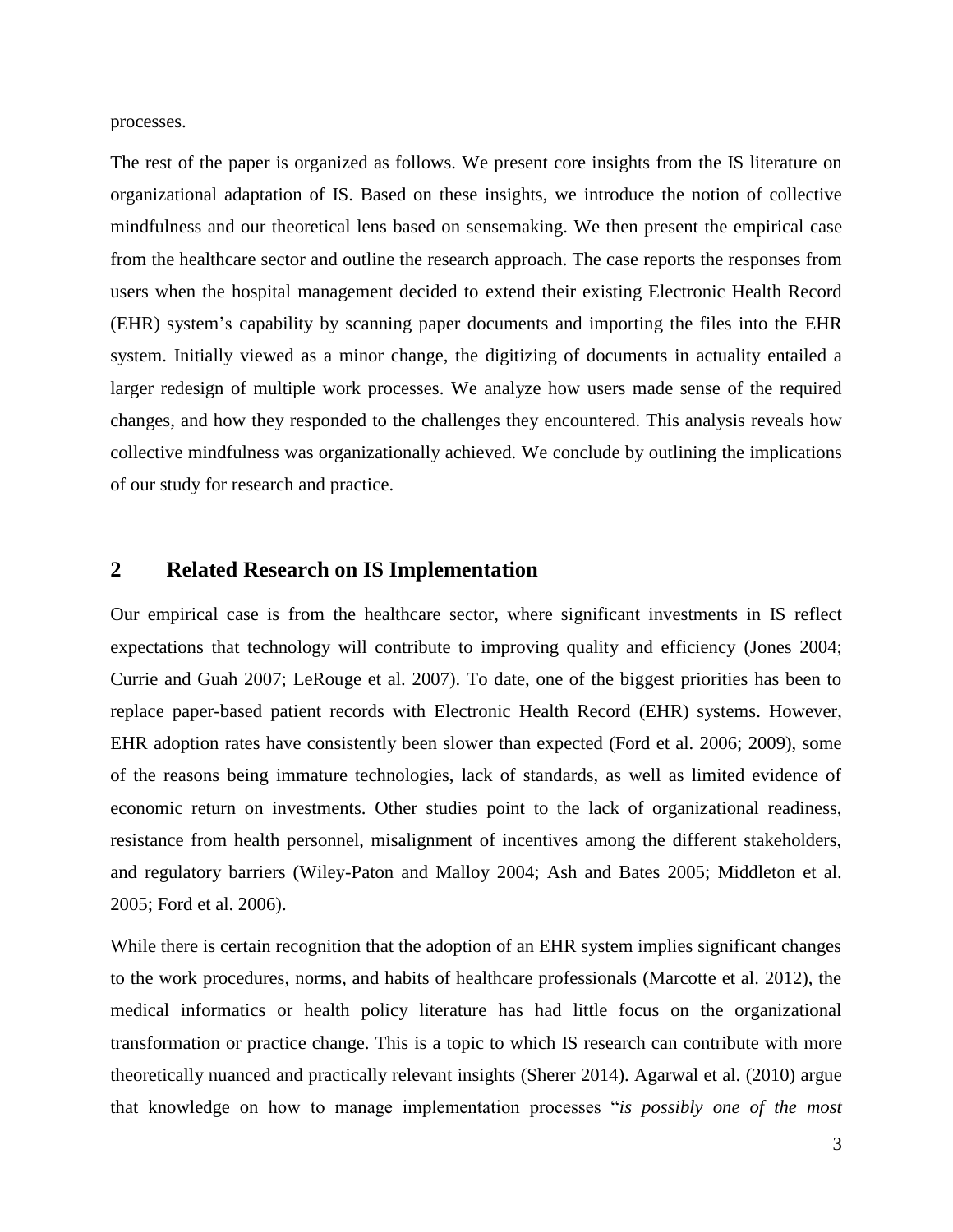processes.

The rest of the paper is organized as follows. We present core insights from the IS literature on organizational adaptation of IS. Based on these insights, we introduce the notion of collective mindfulness and our theoretical lens based on sensemaking. We then present the empirical case from the healthcare sector and outline the research approach. The case reports the responses from users when the hospital management decided to extend their existing Electronic Health Record (EHR) system's capability by scanning paper documents and importing the files into the EHR system. Initially viewed as a minor change, the digitizing of documents in actuality entailed a larger redesign of multiple work processes. We analyze how users made sense of the required changes, and how they responded to the challenges they encountered. This analysis reveals how collective mindfulness was organizationally achieved. We conclude by outlining the implications of our study for research and practice.

## 2 Related Research on IS Implementation

Our empirical case is from the healthcare sector, where significant investments in IS reflect expectations that technology will contribute to improving quality and efficiency (Jones 2004; Currie and Guah 2007; LeRouge et al. 2007). To date, one of the biggest priorities has been to replace paper-based patient records with Electronic Health Record (EHR) systems. However, EHR adoption rates have consistently been slower than expected (Ford et al. 2006; 2009), some of the reasons being immature technologies, lack of standards, as well as limited evidence of economic return on investments. Other studies point to the lack of organizational readiness, resistance from health personnel, misalignment of incentives among the different stakeholders, and regulatory barriers (Wiley-Paton and Malloy 2004; Ash and Bates 2005; Middleton et al. 2005; Ford et al. 2006).

While there is certain recognition that the adoption of an EHR system implies significant changes to the work procedures, norms, and habits of healthcare professionals (Marcotte et al. 2012), the medical informatics or health policy literature has had little focus on the organizational transformation or practice change. This is a topic to which IS research can contribute with more theoretically nuanced and practically relevant insights (Sherer 2014). Agarwal et al. (2010) argue that knowledge on how to manage implementation processes "*is possibly one of the most*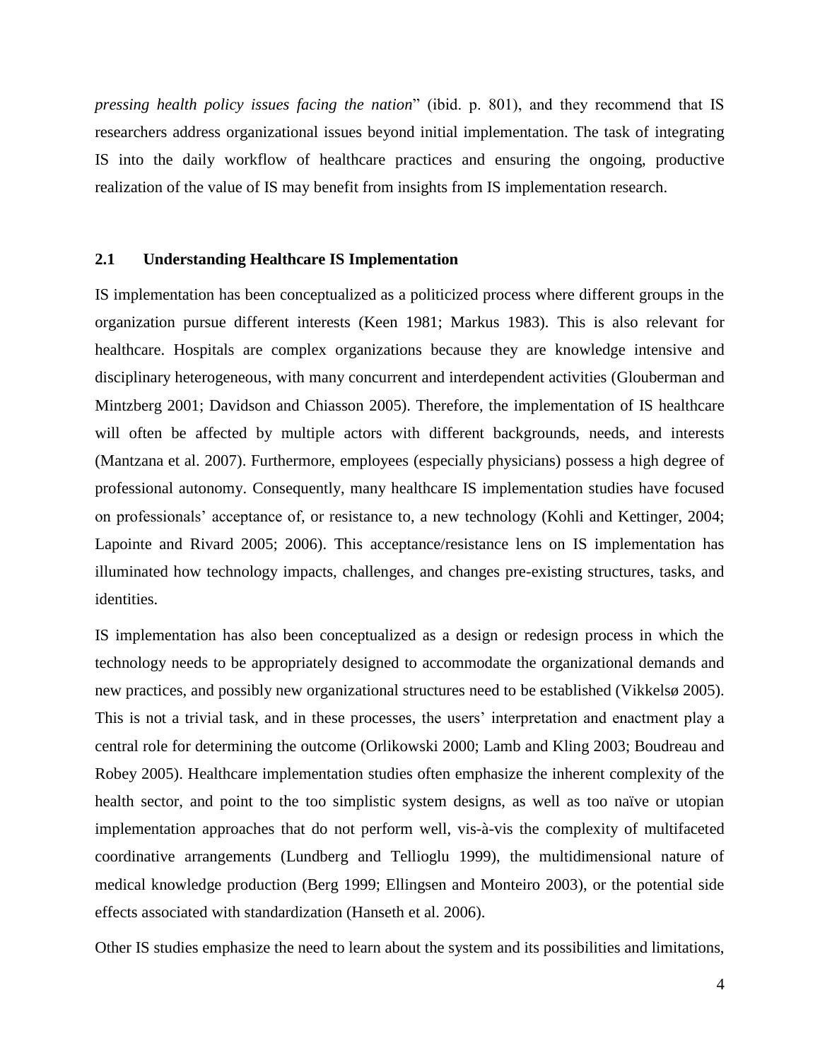*pressing health policy issues facing the nation*" (ibid. p. 801), and they recommend that IS researchers address organizational issues beyond initial implementation. The task of integrating IS into the daily workflow of healthcare practices and ensuring the ongoing, productive realization of the value of IS may benefit from insights from IS implementation research.

## 2.1 Understanding Healthcare IS Implementation

IS implementation has been conceptualized as a politicized process where different groups in the organization pursue different interests (Keen 1981; Markus 1983). This is also relevant for healthcare. Hospitals are complex organizations because they are knowledge intensive and disciplinary heterogeneous, with many concurrent and interdependent activities (Glouberman and Mintzberg 2001; Davidson and Chiasson 2005). Therefore, the implementation of IS healthcare will often be affected by multiple actors with different backgrounds, needs, and interests (Mantzana et al. 2007). Furthermore, employees (especially physicians) possess a high degree of professional autonomy. Consequently, many healthcare IS implementation studies have focused on professionals' acceptance of, or resistance to, a new technology (Kohli and Kettinger, 2004; Lapointe and Rivard 2005; 2006). This acceptance/resistance lens on IS implementation has illuminated how technology impacts, challenges, and changes pre-existing structures, tasks, and identities.

IS implementation has also been conceptualized as a design or redesign process in which the technology needs to be appropriately designed to accommodate the organizational demands and new practices, and possibly new organizational structures need to be established (Vikkelsø 2005). This is not a trivial task, and in these processes, the users' interpretation and enactment play a central role for determining the outcome (Orlikowski 2000; Lamb and Kling 2003; Boudreau and Robey 2005). Healthcare implementation studies often emphasize the inherent complexity of the health sector, and point to the too simplistic system designs, as well as too naïve or utopian implementation approaches that do not perform well, vis-à-vis the complexity of multifaceted coordinative arrangements (Lundberg and Tellioglu 1999), the multidimensional nature of medical knowledge production (Berg 1999; Ellingsen and Monteiro 2003), or the potential side effects associated with standardization (Hanseth et al. 2006).

Other IS studies emphasize the need to learn about the system and its possibilities and limitations,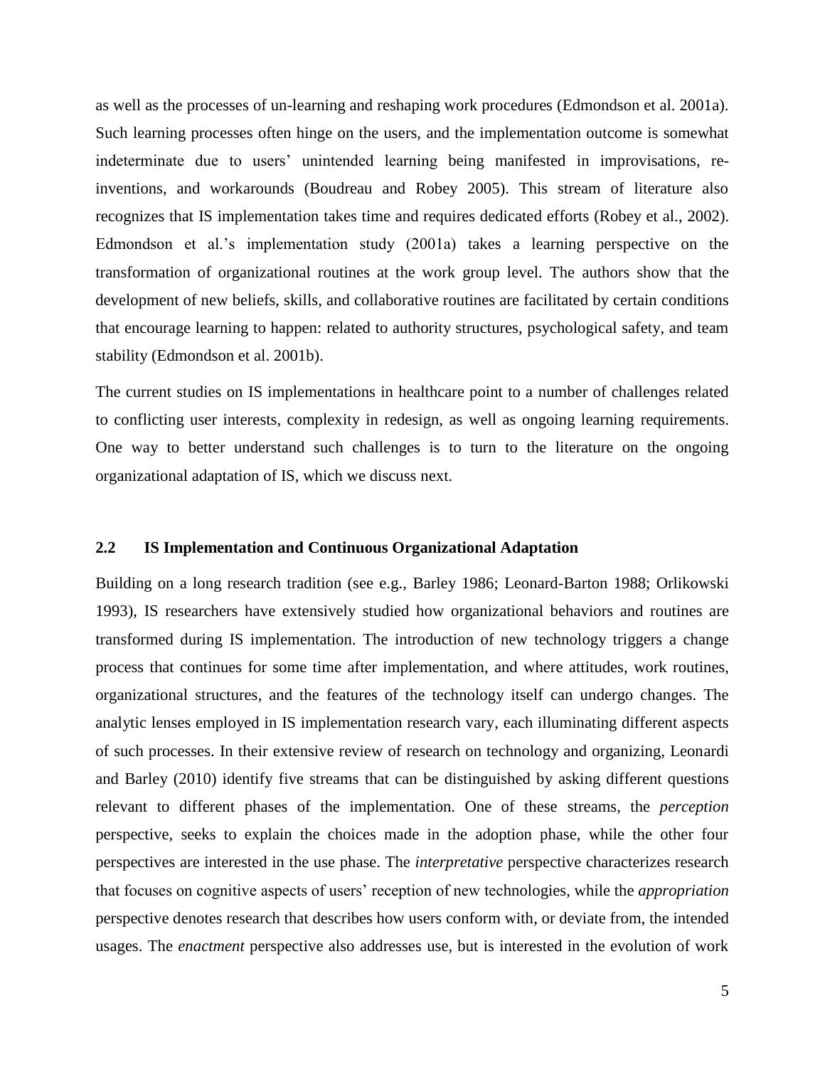as well as the processes of un-learning and reshaping work procedures (Edmondson et al. 2001a). Such learning processes often hinge on the users, and the implementation outcome is somewhat indeterminate due to users' unintended learning being manifested in improvisations, re-inventions, and workarounds (Boudreau and Robey 2005). This stream of literature also recognizes that IS implementation takes time and requires dedicated efforts (Robey et al., 2002). Edmondson et al.'s implementation study (2001a) takes a learning perspective on the transformation of organizational routines at the work group level. The authors show that the development of new beliefs, skills, and collaborative routines are facilitated by certain conditions that encourage learning to happen: related to authority structures, psychological safety, and team stability (Edmondson et al. 2001b).

The current studies on IS implementations in healthcare point to a number of challenges related to conflicting user interests, complexity in redesign, as well as ongoing learning requirements. One way to better understand such challenges is to turn to the literature on the ongoing organizational adaptation of IS, which we discuss next.

## 2.2 IS Implementation and Continuous Organizational Adaptation

Building on a long research tradition (see e.g., Barley 1986; Leonard-Barton 1988; Orlikowski 1993), IS researchers have extensively studied how organizational behaviors and routines are transformed during IS implementation. The introduction of new technology triggers a change process that continues for some time after implementation, and where attitudes, work routines, organizational structures, and the features of the technology itself can undergo changes. The analytic lenses employed in IS implementation research vary, each illuminating different aspects of such processes. In their extensive review of research on technology and organizing, Leonardi and Barley (2010) identify five streams that can be distinguished by asking different questions relevant to different phases of the implementation. One of these streams, the *perception* perspective, seeks to explain the choices made in the adoption phase, while the other four perspectives are interested in the use phase. The *interpretative* perspective characterizes research that focuses on cognitive aspects of users' reception of new technologies, while the *appropriation* perspective denotes research that describes how users conform with, or deviate from, the intended usages. The *enactment* perspective also addresses use, but is interested in the evolution of work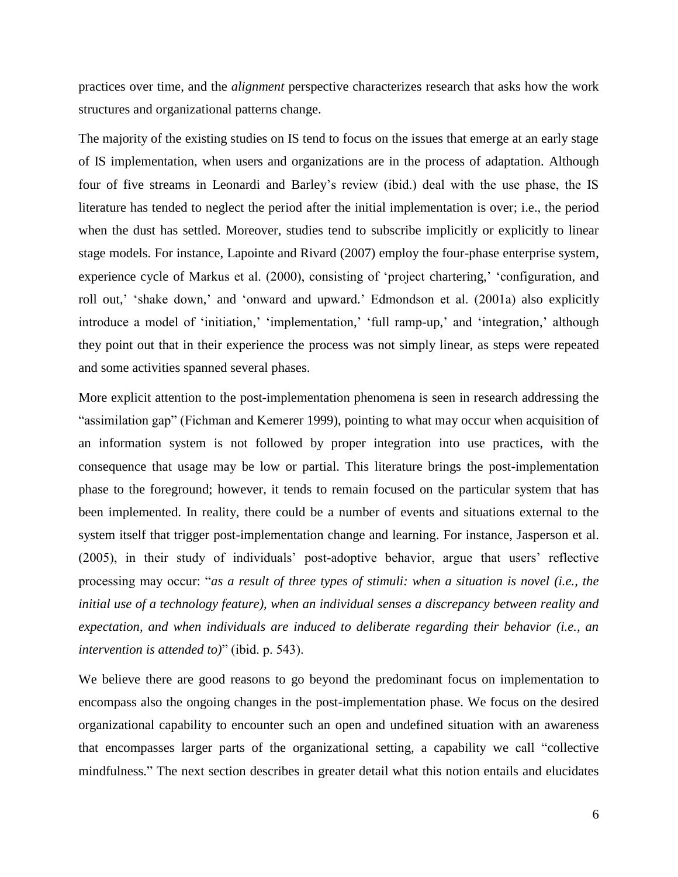practices over time, and the *alignment* perspective characterizes research that asks how the work structures and organizational patterns change.

The majority of the existing studies on IS tend to focus on the issues that emerge at an early stage of IS implementation, when users and organizations are in the process of adaptation. Although four of five streams in Leonardi and Barley's review (ibid.) deal with the use phase, the IS literature has tended to neglect the period after the initial implementation is over; i.e., the period when the dust has settled. Moreover, studies tend to subscribe implicitly or explicitly to linear stage models. For instance, Lapointe and Rivard (2007) employ the four-phase enterprise system, experience cycle of Markus et al. (2000), consisting of 'project chartering,' 'configuration, and roll out,' 'shake down,' and 'onward and upward.' Edmondson et al. (2001a) also explicitly introduce a model of 'initiation,' 'implementation,' 'full ramp-up,' and 'integration,' although they point out that in their experience the process was not simply linear, as steps were repeated and some activities spanned several phases.

More explicit attention to the post-implementation phenomena is seen in research addressing the "assimilation gap" (Fichman and Kemerer 1999), pointing to what may occur when acquisition of an information system is not followed by proper integration into use practices, with the consequence that usage may be low or partial. This literature brings the post-implementation phase to the foreground; however, it tends to remain focused on the particular system that has been implemented. In reality, there could be a number of events and situations external to the system itself that trigger post-implementation change and learning. For instance, Jasperson et al. (2005), in their study of individuals' post-adoptive behavior, argue that users' reflective processing may occur: "*as a result of three types of stimuli: when a situation is novel (i.e., the initial use of a technology feature), when an individual senses a discrepancy between reality and expectation, and when individuals are induced to deliberate regarding their behavior (i.e., an intervention is attended to)*" (ibid. p. 543).

We believe there are good reasons to go beyond the predominant focus on implementation to encompass also the ongoing changes in the post-implementation phase. We focus on the desired organizational capability to encounter such an open and undefined situation with an awareness that encompasses larger parts of the organizational setting, a capability we call "collective mindfulness." The next section describes in greater detail what this notion entails and elucidates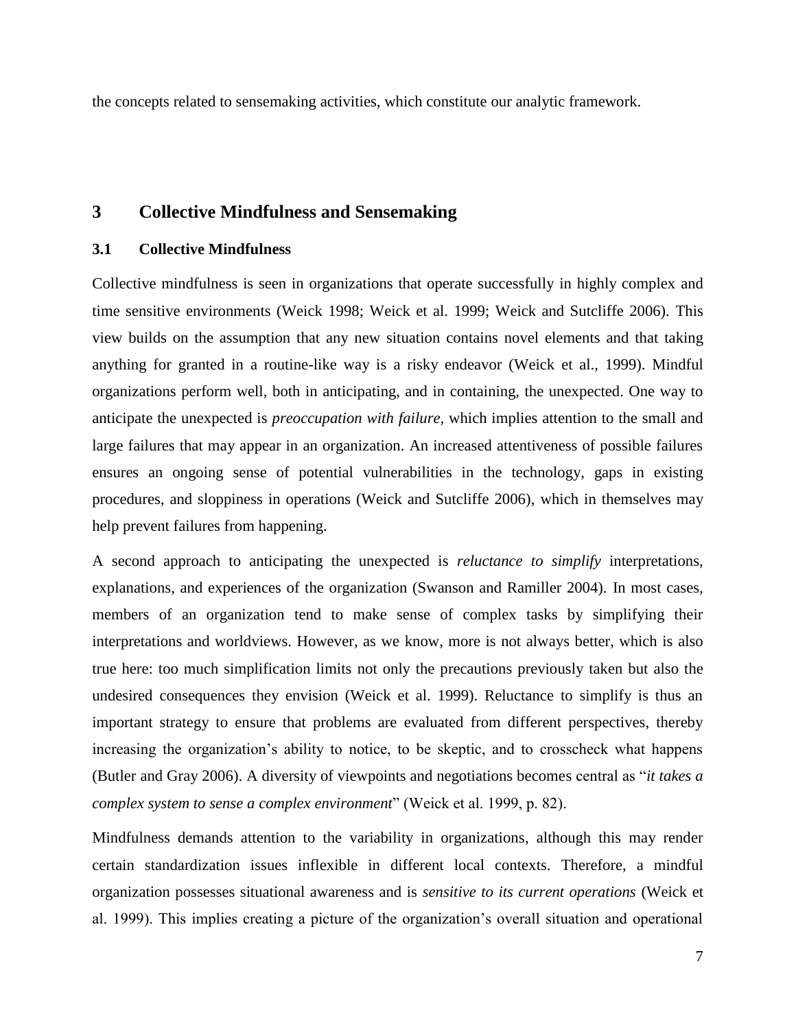the concepts related to sensemaking activities, which constitute our analytic framework.

## 3 Collective Mindfulness and Sensemaking

### 3.1 Collective Mindfulness

Collective mindfulness is seen in organizations that operate successfully in highly complex and time sensitive environments (Weick 1998; Weick et al. 1999; Weick and Sutcliffe 2006). This view builds on the assumption that any new situation contains novel elements and that taking anything for granted in a routine-like way is a risky endeavor (Weick et al., 1999). Mindful organizations perform well, both in anticipating, and in containing, the unexpected. One way to anticipate the unexpected is *preoccupation with failure,* which implies attention to the small and large failures that may appear in an organization. An increased attentiveness of possible failures ensures an ongoing sense of potential vulnerabilities in the technology, gaps in existing procedures, and sloppiness in operations (Weick and Sutcliffe 2006), which in themselves may help prevent failures from happening.

A second approach to anticipating the unexpected is *reluctance to simplify* interpretations, explanations, and experiences of the organization (Swanson and Ramiller 2004). In most cases, members of an organization tend to make sense of complex tasks by simplifying their interpretations and worldviews. However, as we know, more is not always better, which is also true here: too much simplification limits not only the precautions previously taken but also the undesired consequences they envision (Weick et al. 1999). Reluctance to simplify is thus an important strategy to ensure that problems are evaluated from different perspectives, thereby increasing the organization's ability to notice, to be skeptic, and to crosscheck what happens (Butler and Gray 2006). A diversity of viewpoints and negotiations becomes central as "*it takes a complex system to sense a complex environment*" (Weick et al. 1999, p. 82).

Mindfulness demands attention to the variability in organizations, although this may render certain standardization issues inflexible in different local contexts. Therefore, a mindful organization possesses situational awareness and is *sensitive to its current operations* (Weick et al. 1999). This implies creating a picture of the organization's overall situation and operational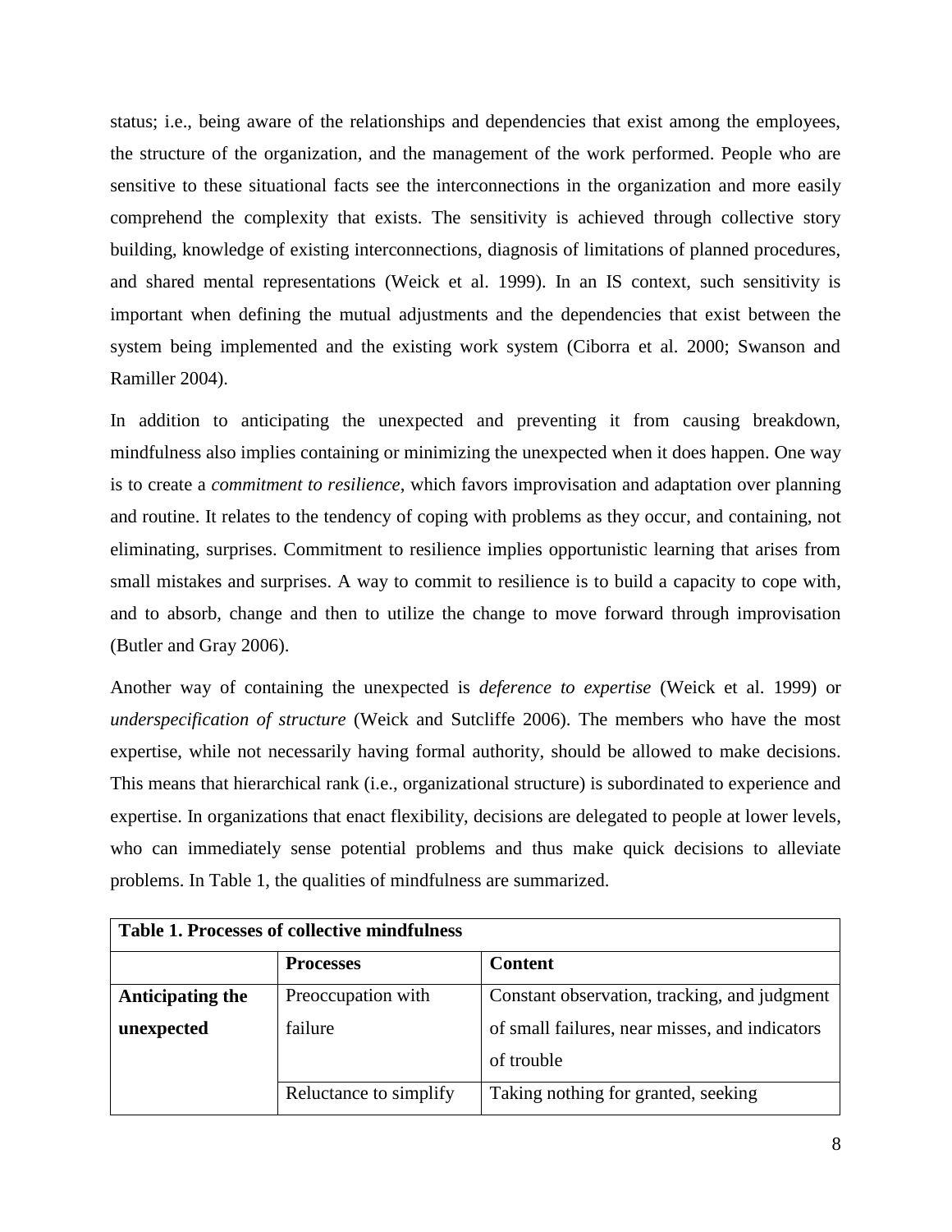status; i.e., being aware of the relationships and dependencies that exist among the employees, the structure of the organization, and the management of the work performed. People who are sensitive to these situational facts see the interconnections in the organization and more easily comprehend the complexity that exists. The sensitivity is achieved through collective story building, knowledge of existing interconnections, diagnosis of limitations of planned procedures, and shared mental representations (Weick et al. 1999). In an IS context, such sensitivity is important when defining the mutual adjustments and the dependencies that exist between the system being implemented and the existing work system (Ciborra et al. 2000; Swanson and Ramiller 2004).

In addition to anticipating the unexpected and preventing it from causing breakdown, mindfulness also implies containing or minimizing the unexpected when it does happen. One way is to create a *commitment to resilience*, which favors improvisation and adaptation over planning and routine. It relates to the tendency of coping with problems as they occur, and containing, not eliminating, surprises. Commitment to resilience implies opportunistic learning that arises from small mistakes and surprises. A way to commit to resilience is to build a capacity to cope with, and to absorb, change and then to utilize the change to move forward through improvisation (Butler and Gray 2006).

Another way of containing the unexpected is *deference to expertise* (Weick et al. 1999) or *underspecification of structure* (Weick and Sutcliffe 2006). The members who have the most expertise, while not necessarily having formal authority, should be allowed to make decisions. This means that hierarchical rank (i.e., organizational structure) is subordinated to experience and expertise. In organizations that enact flexibility, decisions are delegated to people at lower levels, who can immediately sense potential problems and thus make quick decisions to alleviate problems. In Table 1, the qualities of mindfulness are summarized.

**Table 1. Processes of collective mindfulness**

| | **Processes** | **Content** |
|---|---|---|
| **Anticipating the unexpected** | Preoccupation with failure | Constant observation, tracking, and judgment of small failures, near misses, and indicators of trouble |
| | Reluctance to simplify | Taking nothing for granted, seeking |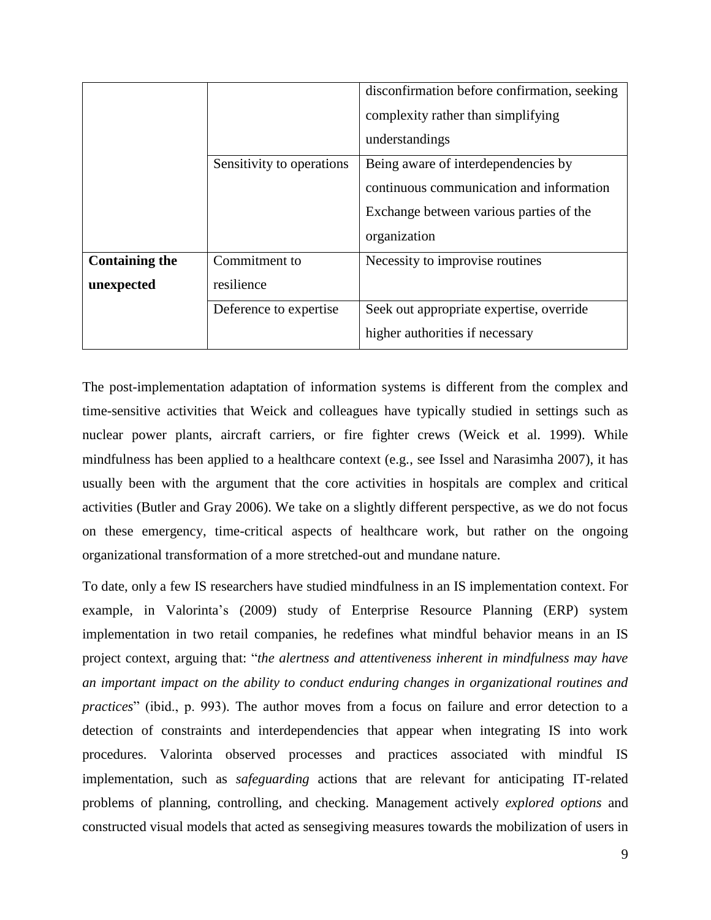| | | disconfirmation before confirmation, seeking complexity rather than simplifying understandings |
|---|---|---|
| | Sensitivity to operations | Being aware of interdependencies by continuous communication and information Exchange between various parties of the organization |
| **Containing the unexpected** | Commitment to resilience | Necessity to improvise routines |
| | Deference to expertise | Seek out appropriate expertise, override higher authorities if necessary |

The post-implementation adaptation of information systems is different from the complex and time-sensitive activities that Weick and colleagues have typically studied in settings such as nuclear power plants, aircraft carriers, or fire fighter crews (Weick et al. 1999). While mindfulness has been applied to a healthcare context (e.g., see Issel and Narasimha 2007), it has usually been with the argument that the core activities in hospitals are complex and critical activities (Butler and Gray 2006). We take on a slightly different perspective, as we do not focus on these emergency, time-critical aspects of healthcare work, but rather on the ongoing organizational transformation of a more stretched-out and mundane nature.

To date, only a few IS researchers have studied mindfulness in an IS implementation context. For example, in Valorinta's (2009) study of Enterprise Resource Planning (ERP) system implementation in two retail companies, he redefines what mindful behavior means in an IS project context, arguing that: "*the alertness and attentiveness inherent in mindfulness may have an important impact on the ability to conduct enduring changes in organizational routines and practices*" (ibid., p. 993). The author moves from a focus on failure and error detection to a detection of constraints and interdependencies that appear when integrating IS into work procedures. Valorinta observed processes and practices associated with mindful IS implementation, such as *safeguarding* actions that are relevant for anticipating IT-related problems of planning, controlling, and checking. Management actively *explored options* and constructed visual models that acted as sensegiving measures towards the mobilization of users in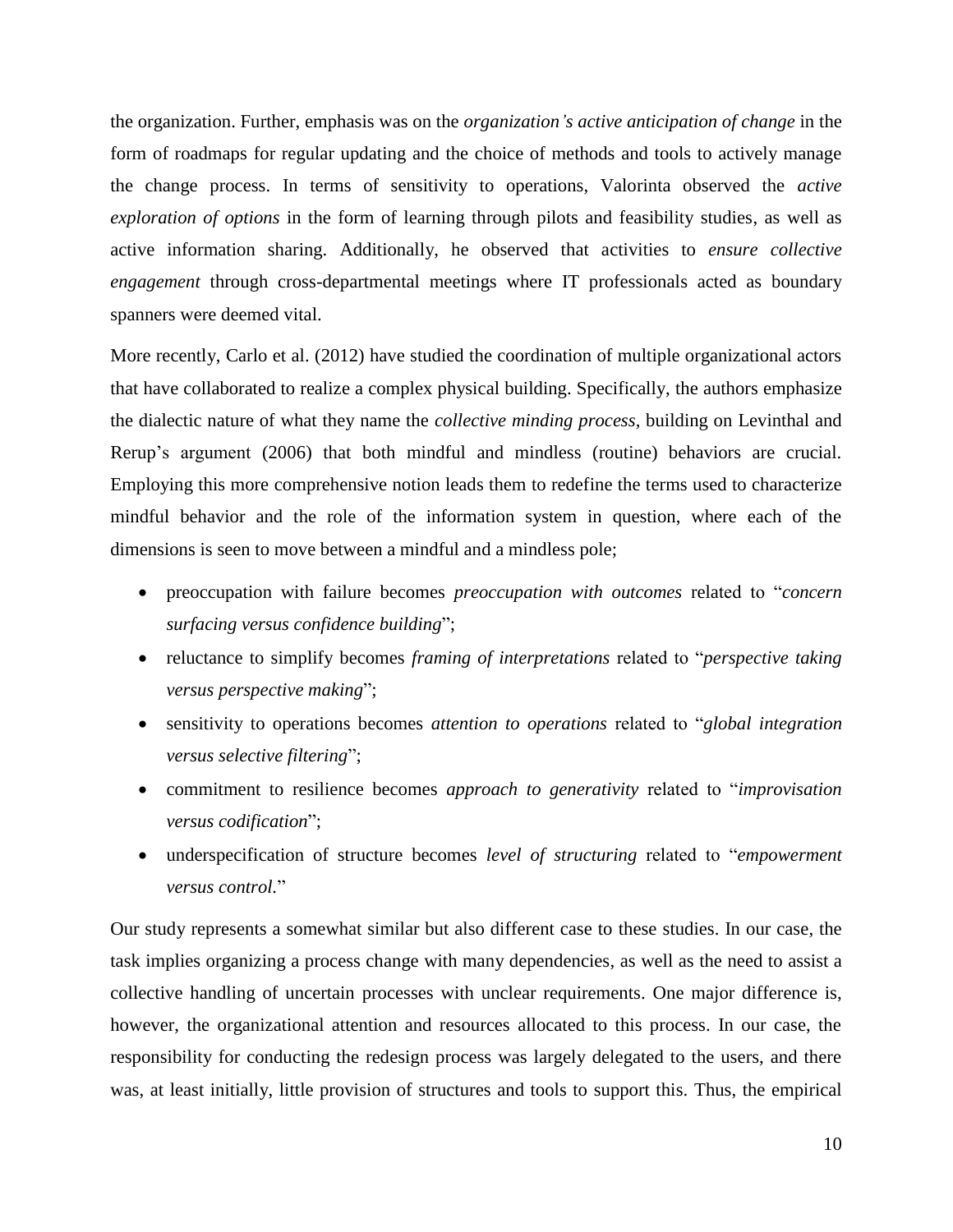the organization. Further, emphasis was on the *organization's active anticipation of change* in the form of roadmaps for regular updating and the choice of methods and tools to actively manage the change process. In terms of sensitivity to operations, Valorinta observed the *active exploration of options* in the form of learning through pilots and feasibility studies, as well as active information sharing. Additionally, he observed that activities to *ensure collective engagement* through cross-departmental meetings where IT professionals acted as boundary spanners were deemed vital.

More recently, Carlo et al. (2012) have studied the coordination of multiple organizational actors that have collaborated to realize a complex physical building. Specifically, the authors emphasize the dialectic nature of what they name the *collective minding process*, building on Levinthal and Rerup's argument (2006) that both mindful and mindless (routine) behaviors are crucial. Employing this more comprehensive notion leads them to redefine the terms used to characterize mindful behavior and the role of the information system in question, where each of the dimensions is seen to move between a mindful and a mindless pole;

- preoccupation with failure becomes *preoccupation with outcomes* related to "*concern surfacing versus confidence building*";
- reluctance to simplify becomes *framing of interpretations* related to "*perspective taking versus perspective making*";
- sensitivity to operations becomes *attention to operations* related to "*global integration versus selective filtering*";
- commitment to resilience becomes *approach to generativity* related to "*improvisation versus codification*";
- underspecification of structure becomes *level of structuring* related to "*empowerment versus control.*"

Our study represents a somewhat similar but also different case to these studies. In our case, the task implies organizing a process change with many dependencies, as well as the need to assist a collective handling of uncertain processes with unclear requirements. One major difference is, however, the organizational attention and resources allocated to this process. In our case, the responsibility for conducting the redesign process was largely delegated to the users, and there was, at least initially, little provision of structures and tools to support this. Thus, the empirical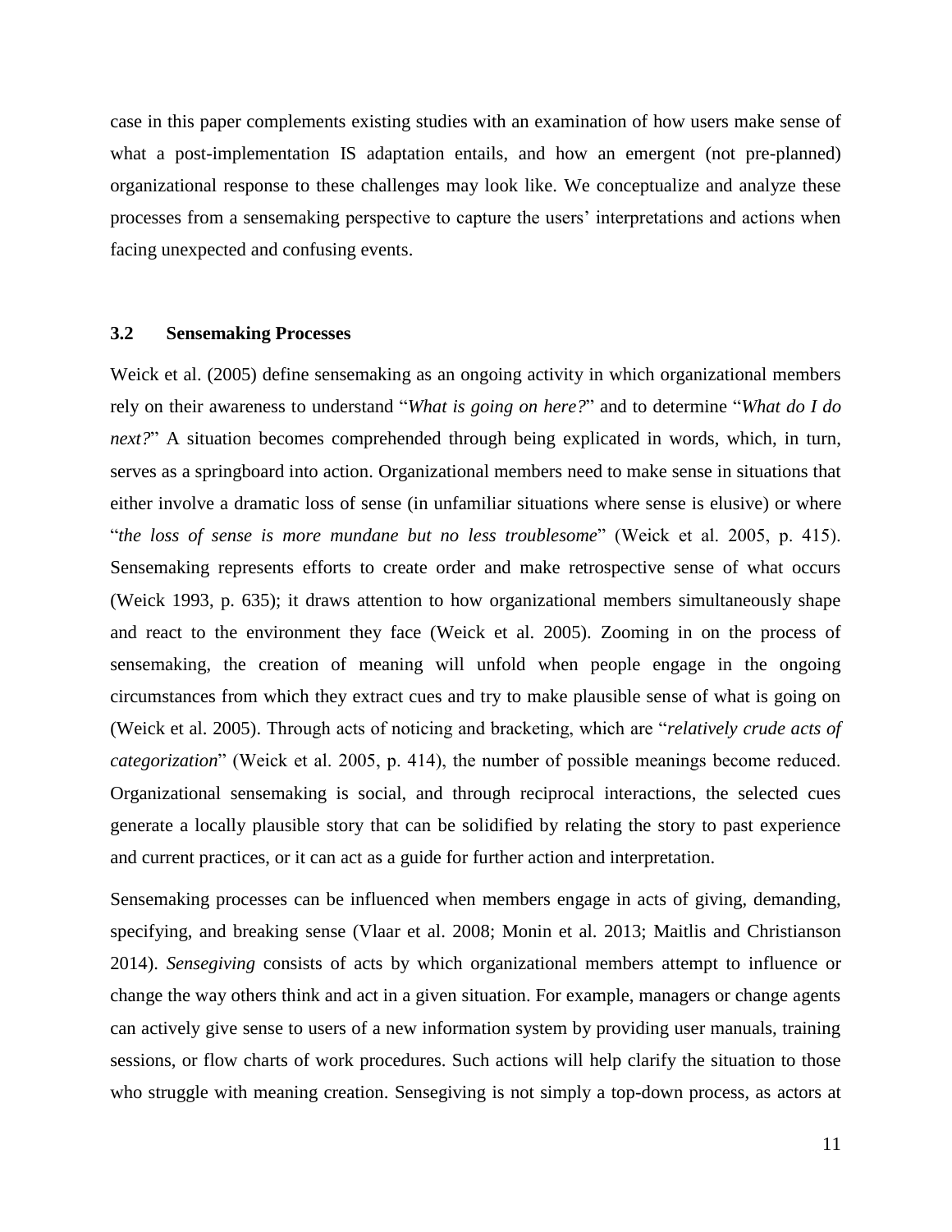case in this paper complements existing studies with an examination of how users make sense of what a post-implementation IS adaptation entails, and how an emergent (not pre-planned) organizational response to these challenges may look like. We conceptualize and analyze these processes from a sensemaking perspective to capture the users' interpretations and actions when facing unexpected and confusing events.

### 3.2 Sensemaking Processes

Weick et al. (2005) define sensemaking as an ongoing activity in which organizational members rely on their awareness to understand "*What is going on here?*" and to determine "*What do I do next?*" A situation becomes comprehended through being explicated in words, which, in turn, serves as a springboard into action. Organizational members need to make sense in situations that either involve a dramatic loss of sense (in unfamiliar situations where sense is elusive) or where "*the loss of sense is more mundane but no less troublesome*" (Weick et al. 2005, p. 415). Sensemaking represents efforts to create order and make retrospective sense of what occurs (Weick 1993, p. 635); it draws attention to how organizational members simultaneously shape and react to the environment they face (Weick et al. 2005). Zooming in on the process of sensemaking, the creation of meaning will unfold when people engage in the ongoing circumstances from which they extract cues and try to make plausible sense of what is going on (Weick et al. 2005). Through acts of noticing and bracketing, which are "*relatively crude acts of categorization*" (Weick et al. 2005, p. 414), the number of possible meanings become reduced. Organizational sensemaking is social, and through reciprocal interactions, the selected cues generate a locally plausible story that can be solidified by relating the story to past experience and current practices, or it can act as a guide for further action and interpretation.

Sensemaking processes can be influenced when members engage in acts of giving, demanding, specifying, and breaking sense (Vlaar et al. 2008; Monin et al. 2013; Maitlis and Christianson 2014). *Sensegiving* consists of acts by which organizational members attempt to influence or change the way others think and act in a given situation. For example, managers or change agents can actively give sense to users of a new information system by providing user manuals, training sessions, or flow charts of work procedures. Such actions will help clarify the situation to those who struggle with meaning creation. Sensegiving is not simply a top-down process, as actors at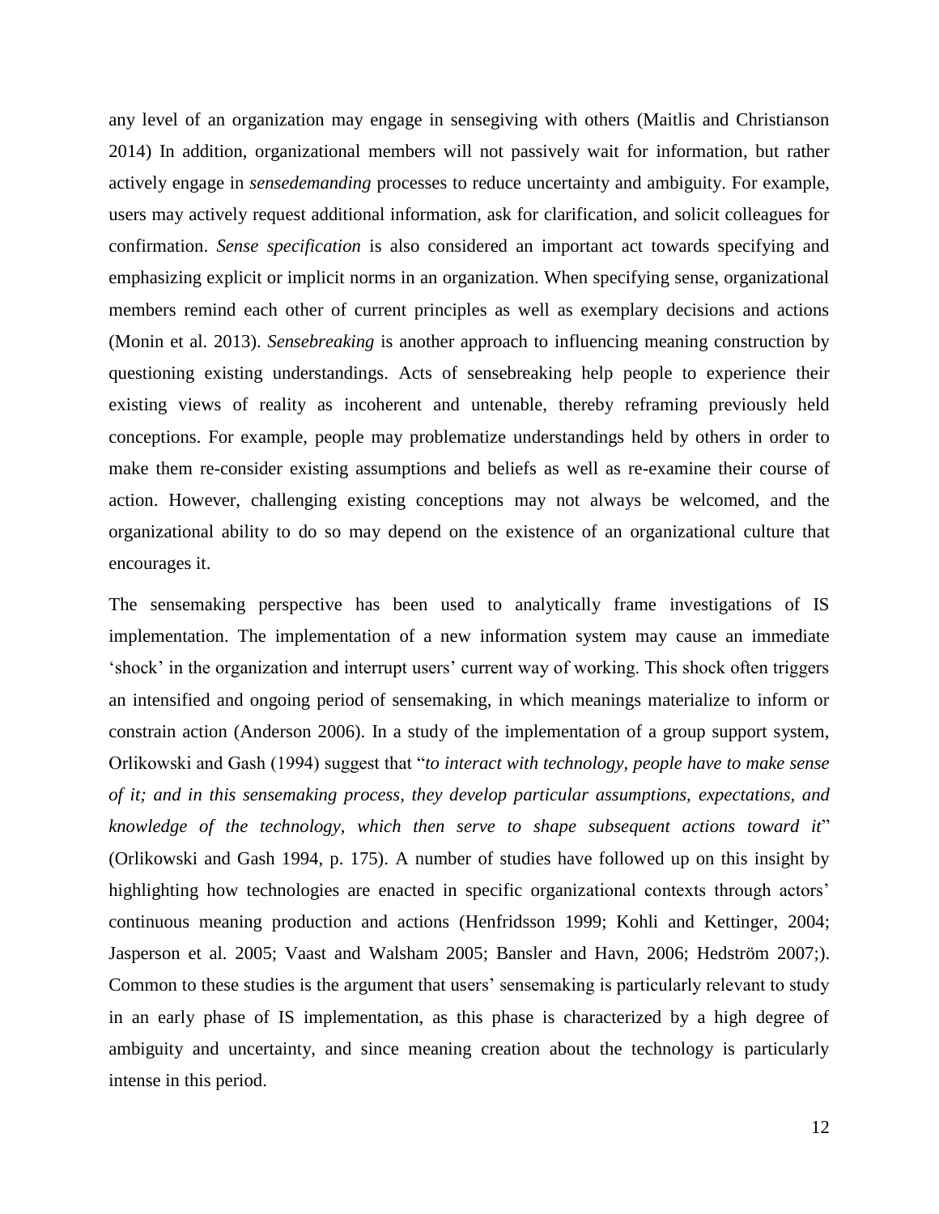any level of an organization may engage in sensegiving with others (Maitlis and Christianson 2014) In addition, organizational members will not passively wait for information, but rather actively engage in *sensedemanding* processes to reduce uncertainty and ambiguity. For example, users may actively request additional information, ask for clarification, and solicit colleagues for confirmation. *Sense specification* is also considered an important act towards specifying and emphasizing explicit or implicit norms in an organization. When specifying sense, organizational members remind each other of current principles as well as exemplary decisions and actions (Monin et al. 2013). *Sensebreaking* is another approach to influencing meaning construction by questioning existing understandings. Acts of sensebreaking help people to experience their existing views of reality as incoherent and untenable, thereby reframing previously held conceptions. For example, people may problematize understandings held by others in order to make them re-consider existing assumptions and beliefs as well as re-examine their course of action. However, challenging existing conceptions may not always be welcomed, and the organizational ability to do so may depend on the existence of an organizational culture that encourages it.

The sensemaking perspective has been used to analytically frame investigations of IS implementation. The implementation of a new information system may cause an immediate 'shock' in the organization and interrupt users' current way of working. This shock often triggers an intensified and ongoing period of sensemaking, in which meanings materialize to inform or constrain action (Anderson 2006). In a study of the implementation of a group support system, Orlikowski and Gash (1994) suggest that "*to interact with technology, people have to make sense of it; and in this sensemaking process, they develop particular assumptions, expectations, and knowledge of the technology, which then serve to shape subsequent actions toward it*" (Orlikowski and Gash 1994, p. 175). A number of studies have followed up on this insight by highlighting how technologies are enacted in specific organizational contexts through actors' continuous meaning production and actions (Henfridsson 1999; Kohli and Kettinger, 2004; Jasperson et al. 2005; Vaast and Walsham 2005; Bansler and Havn, 2006; Hedström 2007;). Common to these studies is the argument that users' sensemaking is particularly relevant to study in an early phase of IS implementation, as this phase is characterized by a high degree of ambiguity and uncertainty, and since meaning creation about the technology is particularly intense in this period.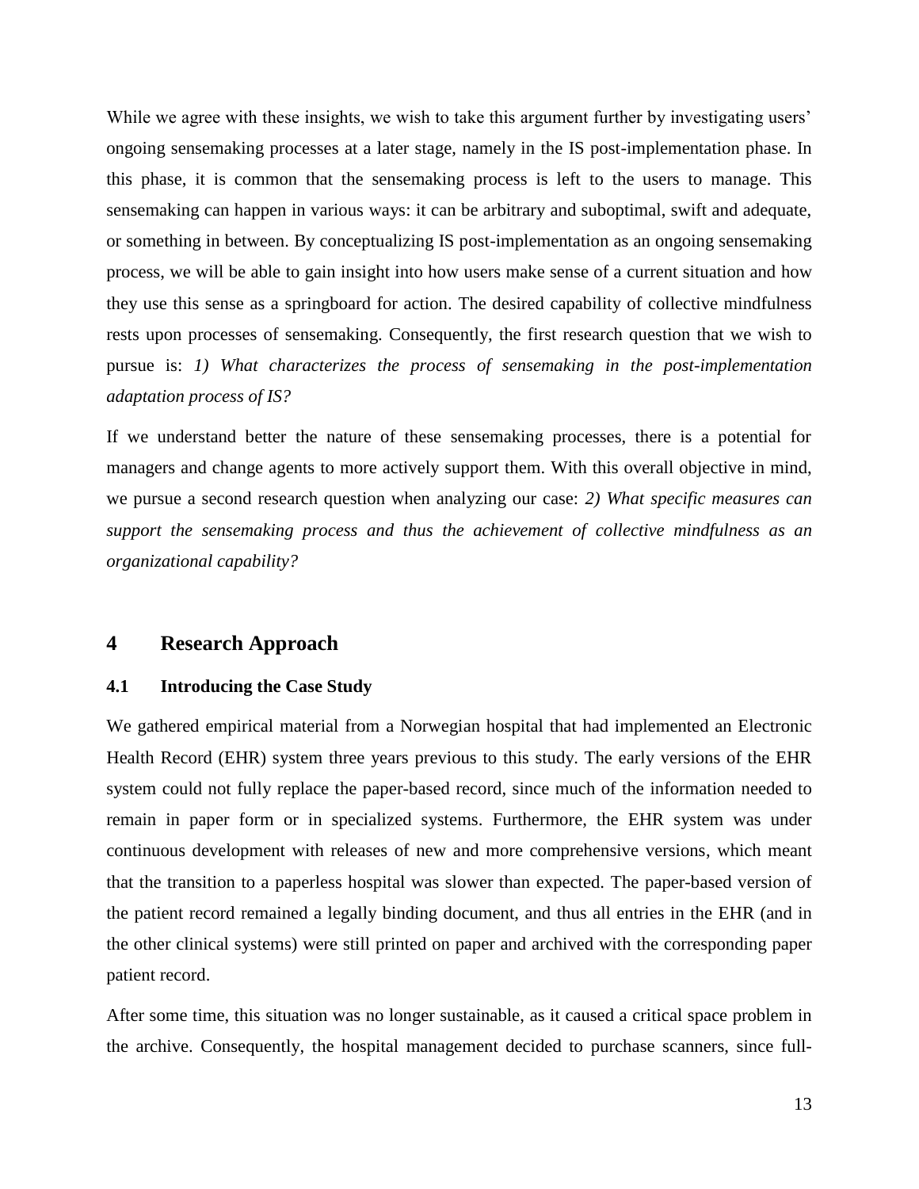While we agree with these insights, we wish to take this argument further by investigating users' ongoing sensemaking processes at a later stage, namely in the IS post-implementation phase. In this phase, it is common that the sensemaking process is left to the users to manage. This sensemaking can happen in various ways: it can be arbitrary and suboptimal, swift and adequate, or something in between. By conceptualizing IS post-implementation as an ongoing sensemaking process, we will be able to gain insight into how users make sense of a current situation and how they use this sense as a springboard for action. The desired capability of collective mindfulness rests upon processes of sensemaking. Consequently, the first research question that we wish to pursue is: *1) What characterizes the process of sensemaking in the post-implementation adaptation process of IS?*

If we understand better the nature of these sensemaking processes, there is a potential for managers and change agents to more actively support them. With this overall objective in mind, we pursue a second research question when analyzing our case: *2) What specific measures can support the sensemaking process and thus the achievement of collective mindfulness as an organizational capability?*

## 4 Research Approach

### 4.1 Introducing the Case Study

We gathered empirical material from a Norwegian hospital that had implemented an Electronic Health Record (EHR) system three years previous to this study. The early versions of the EHR system could not fully replace the paper-based record, since much of the information needed to remain in paper form or in specialized systems. Furthermore, the EHR system was under continuous development with releases of new and more comprehensive versions, which meant that the transition to a paperless hospital was slower than expected. The paper-based version of the patient record remained a legally binding document, and thus all entries in the EHR (and in the other clinical systems) were still printed on paper and archived with the corresponding paper patient record.

After some time, this situation was no longer sustainable, as it caused a critical space problem in the archive. Consequently, the hospital management decided to purchase scanners, since full-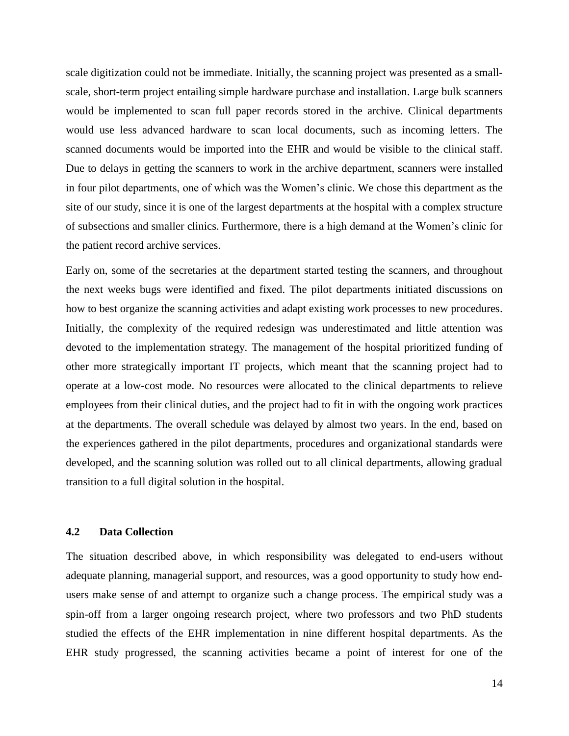scale digitization could not be immediate. Initially, the scanning project was presented as a small-scale, short-term project entailing simple hardware purchase and installation. Large bulk scanners would be implemented to scan full paper records stored in the archive. Clinical departments would use less advanced hardware to scan local documents, such as incoming letters. The scanned documents would be imported into the EHR and would be visible to the clinical staff. Due to delays in getting the scanners to work in the archive department, scanners were installed in four pilot departments, one of which was the Women's clinic. We chose this department as the site of our study, since it is one of the largest departments at the hospital with a complex structure of subsections and smaller clinics. Furthermore, there is a high demand at the Women's clinic for the patient record archive services.

Early on, some of the secretaries at the department started testing the scanners, and throughout the next weeks bugs were identified and fixed. The pilot departments initiated discussions on how to best organize the scanning activities and adapt existing work processes to new procedures. Initially, the complexity of the required redesign was underestimated and little attention was devoted to the implementation strategy. The management of the hospital prioritized funding of other more strategically important IT projects, which meant that the scanning project had to operate at a low-cost mode. No resources were allocated to the clinical departments to relieve employees from their clinical duties, and the project had to fit in with the ongoing work practices at the departments. The overall schedule was delayed by almost two years. In the end, based on the experiences gathered in the pilot departments, procedures and organizational standards were developed, and the scanning solution was rolled out to all clinical departments, allowing gradual transition to a full digital solution in the hospital.

### 4.2 Data Collection

The situation described above, in which responsibility was delegated to end-users without adequate planning, managerial support, and resources, was a good opportunity to study how end-users make sense of and attempt to organize such a change process. The empirical study was a spin-off from a larger ongoing research project, where two professors and two PhD students studied the effects of the EHR implementation in nine different hospital departments. As the EHR study progressed, the scanning activities became a point of interest for one of the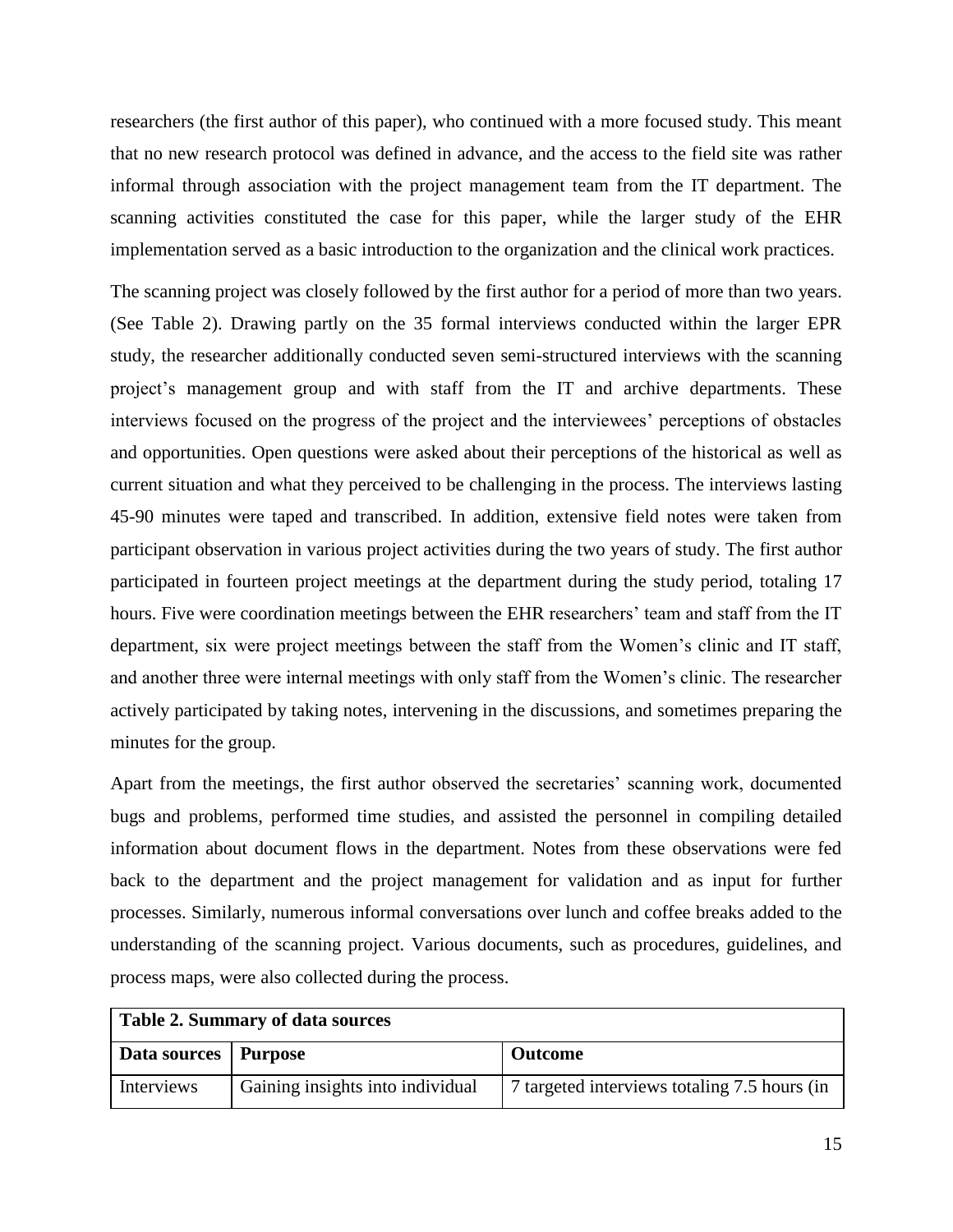researchers (the first author of this paper), who continued with a more focused study. This meant that no new research protocol was defined in advance, and the access to the field site was rather informal through association with the project management team from the IT department. The scanning activities constituted the case for this paper, while the larger study of the EHR implementation served as a basic introduction to the organization and the clinical work practices.

The scanning project was closely followed by the first author for a period of more than two years. (See Table 2). Drawing partly on the 35 formal interviews conducted within the larger EPR study, the researcher additionally conducted seven semi-structured interviews with the scanning project's management group and with staff from the IT and archive departments. These interviews focused on the progress of the project and the interviewees' perceptions of obstacles and opportunities. Open questions were asked about their perceptions of the historical as well as current situation and what they perceived to be challenging in the process. The interviews lasting 45-90 minutes were taped and transcribed. In addition, extensive field notes were taken from participant observation in various project activities during the two years of study. The first author participated in fourteen project meetings at the department during the study period, totaling 17 hours. Five were coordination meetings between the EHR researchers' team and staff from the IT department, six were project meetings between the staff from the Women's clinic and IT staff, and another three were internal meetings with only staff from the Women's clinic. The researcher actively participated by taking notes, intervening in the discussions, and sometimes preparing the minutes for the group.

Apart from the meetings, the first author observed the secretaries' scanning work, documented bugs and problems, performed time studies, and assisted the personnel in compiling detailed information about document flows in the department. Notes from these observations were fed back to the department and the project management for validation and as input for further processes. Similarly, numerous informal conversations over lunch and coffee breaks added to the understanding of the scanning project. Various documents, such as procedures, guidelines, and process maps, were also collected during the process.

| **Table 2. Summary of data sources** | | |
|---|---|---|
| **Data sources** | **Purpose** | **Outcome** |
| Interviews | Gaining insights into individual | 7 targeted interviews totaling 7.5 hours (in |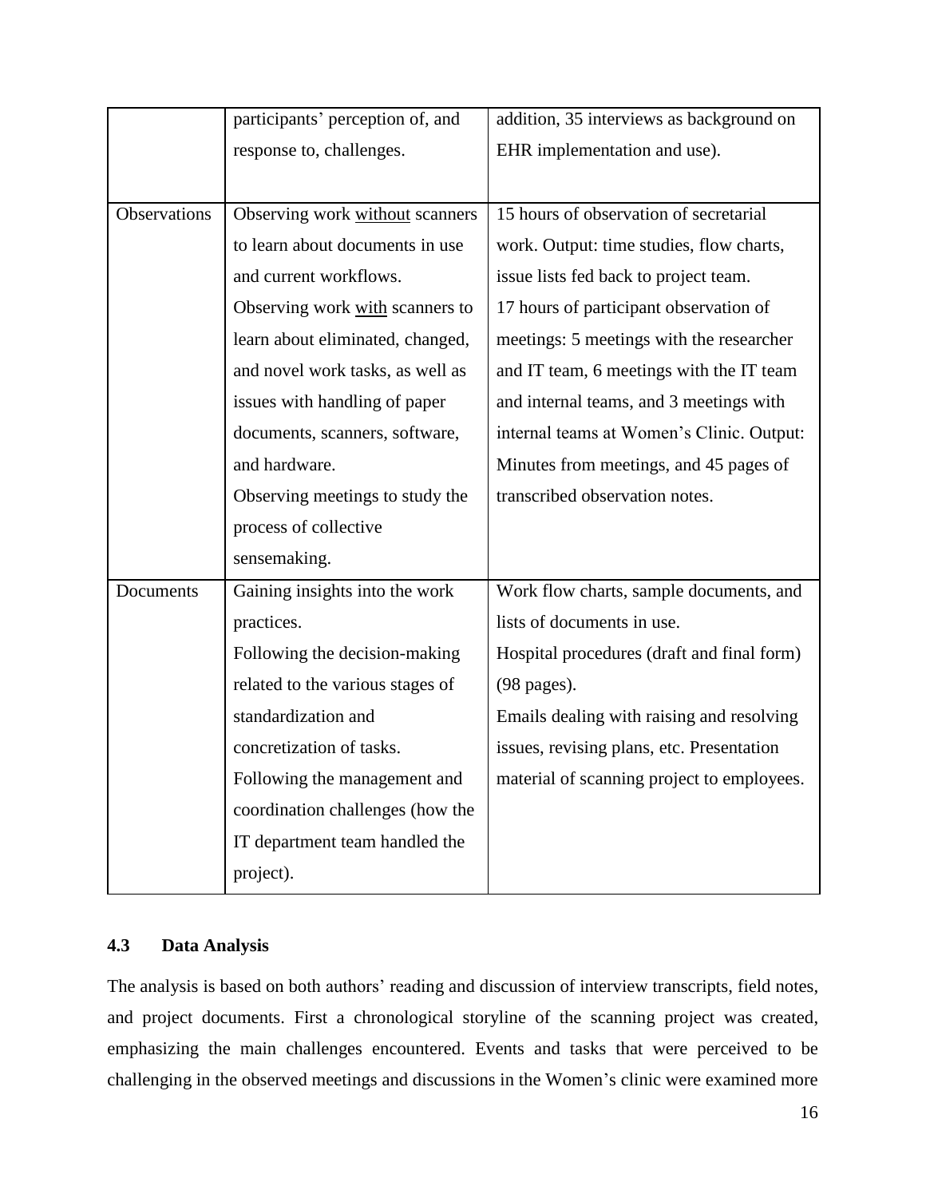| | participants' perception of, and response to, challenges. | addition, 35 interviews as background on EHR implementation and use). |
|---|---|---|
| Observations | Observing work without scanners to learn about documents in use and current workflows. Observing work with scanners to learn about eliminated, changed, and novel work tasks, as well as issues with handling of paper documents, scanners, software, and hardware. Observing meetings to study the process of collective sensemaking. | 15 hours of observation of secretarial work. Output: time studies, flow charts, issue lists fed back to project team. 17 hours of participant observation of meetings: 5 meetings with the researcher and IT team, 6 meetings with the IT team and internal teams, and 3 meetings with internal teams at Women's Clinic. Output: Minutes from meetings, and 45 pages of transcribed observation notes. |
| Documents | Gaining insights into the work practices. Following the decision-making related to the various stages of standardization and concretization of tasks. Following the management and coordination challenges (how the IT department team handled the project). | Work flow charts, sample documents, and lists of documents in use. Hospital procedures (draft and final form) (98 pages). Emails dealing with raising and resolving issues, revising plans, etc. Presentation material of scanning project to employees. |

### 4.3 Data Analysis

The analysis is based on both authors' reading and discussion of interview transcripts, field notes, and project documents. First a chronological storyline of the scanning project was created, emphasizing the main challenges encountered. Events and tasks that were perceived to be challenging in the observed meetings and discussions in the Women's clinic were examined more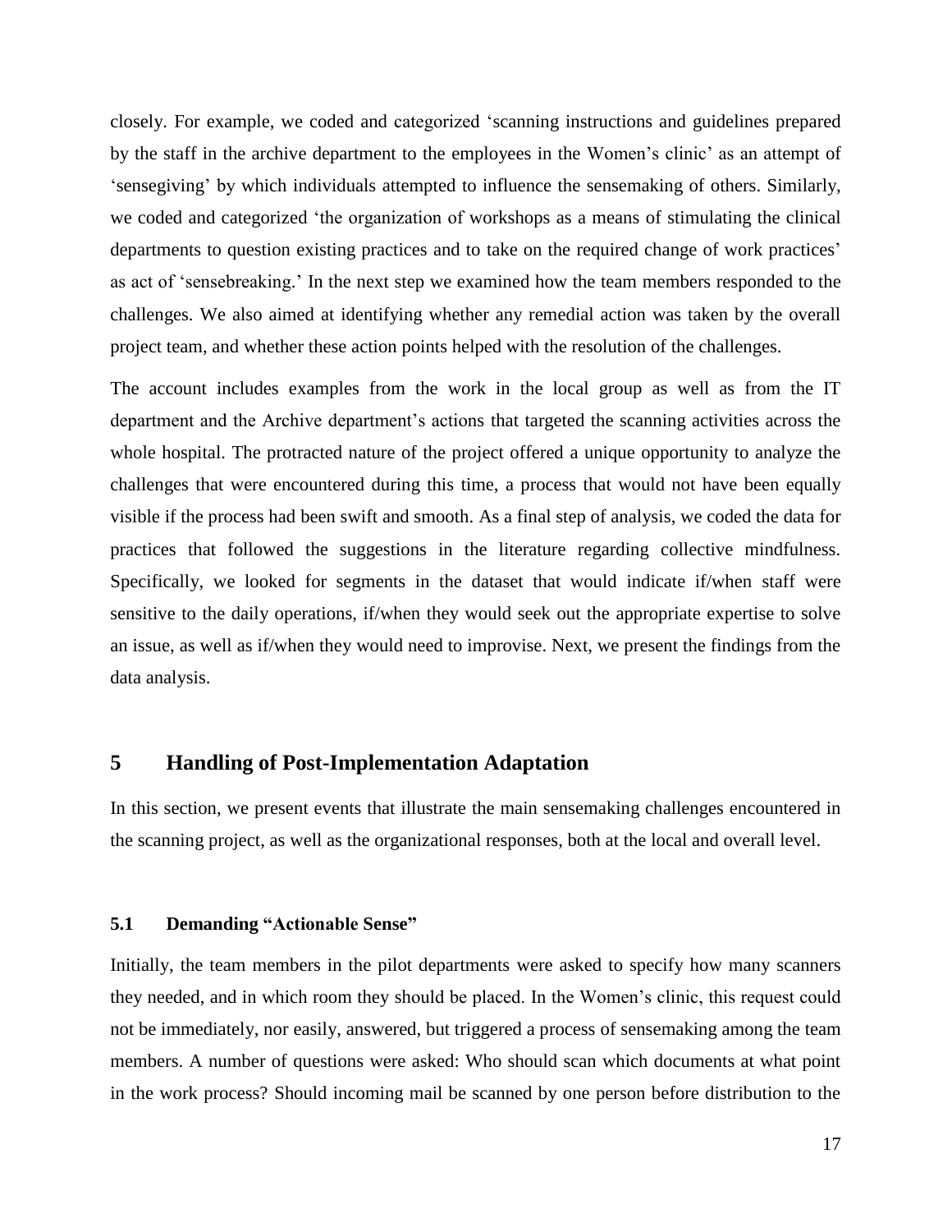closely. For example, we coded and categorized 'scanning instructions and guidelines prepared by the staff in the archive department to the employees in the Women's clinic' as an attempt of 'sensegiving' by which individuals attempted to influence the sensemaking of others. Similarly, we coded and categorized 'the organization of workshops as a means of stimulating the clinical departments to question existing practices and to take on the required change of work practices' as act of 'sensebreaking.' In the next step we examined how the team members responded to the challenges. We also aimed at identifying whether any remedial action was taken by the overall project team, and whether these action points helped with the resolution of the challenges.

The account includes examples from the work in the local group as well as from the IT department and the Archive department's actions that targeted the scanning activities across the whole hospital. The protracted nature of the project offered a unique opportunity to analyze the challenges that were encountered during this time, a process that would not have been equally visible if the process had been swift and smooth. As a final step of analysis, we coded the data for practices that followed the suggestions in the literature regarding collective mindfulness. Specifically, we looked for segments in the dataset that would indicate if/when staff were sensitive to the daily operations, if/when they would seek out the appropriate expertise to solve an issue, as well as if/when they would need to improvise. Next, we present the findings from the data analysis.

## 5 Handling of Post-Implementation Adaptation

In this section, we present events that illustrate the main sensemaking challenges encountered in the scanning project, as well as the organizational responses, both at the local and overall level.

### 5.1 Demanding "Actionable Sense"

Initially, the team members in the pilot departments were asked to specify how many scanners they needed, and in which room they should be placed. In the Women's clinic, this request could not be immediately, nor easily, answered, but triggered a process of sensemaking among the team members. A number of questions were asked: Who should scan which documents at what point in the work process? Should incoming mail be scanned by one person before distribution to the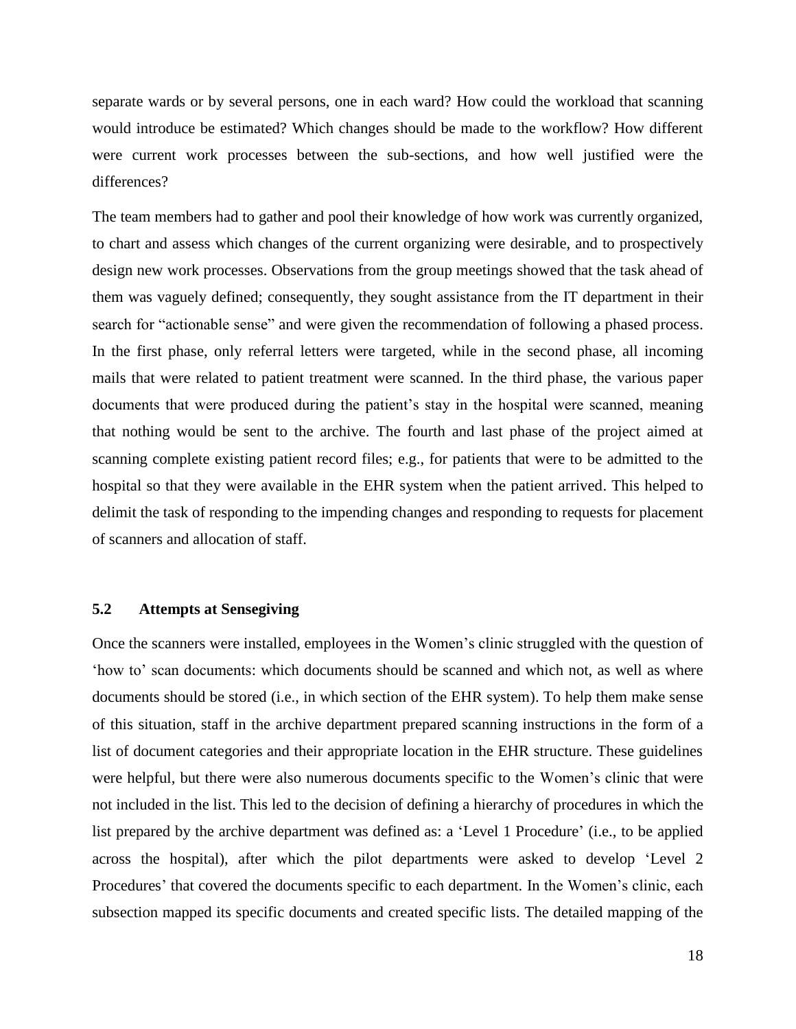separate wards or by several persons, one in each ward? How could the workload that scanning would introduce be estimated? Which changes should be made to the workflow? How different were current work processes between the sub-sections, and how well justified were the differences?

The team members had to gather and pool their knowledge of how work was currently organized, to chart and assess which changes of the current organizing were desirable, and to prospectively design new work processes. Observations from the group meetings showed that the task ahead of them was vaguely defined; consequently, they sought assistance from the IT department in their search for "actionable sense" and were given the recommendation of following a phased process. In the first phase, only referral letters were targeted, while in the second phase, all incoming mails that were related to patient treatment were scanned. In the third phase, the various paper documents that were produced during the patient's stay in the hospital were scanned, meaning that nothing would be sent to the archive. The fourth and last phase of the project aimed at scanning complete existing patient record files; e.g., for patients that were to be admitted to the hospital so that they were available in the EHR system when the patient arrived. This helped to delimit the task of responding to the impending changes and responding to requests for placement of scanners and allocation of staff.

### 5.2 Attempts at Sensegiving

Once the scanners were installed, employees in the Women's clinic struggled with the question of 'how to' scan documents: which documents should be scanned and which not, as well as where documents should be stored (i.e., in which section of the EHR system). To help them make sense of this situation, staff in the archive department prepared scanning instructions in the form of a list of document categories and their appropriate location in the EHR structure. These guidelines were helpful, but there were also numerous documents specific to the Women's clinic that were not included in the list. This led to the decision of defining a hierarchy of procedures in which the list prepared by the archive department was defined as: a 'Level 1 Procedure' (i.e., to be applied across the hospital), after which the pilot departments were asked to develop 'Level 2 Procedures' that covered the documents specific to each department. In the Women's clinic, each subsection mapped its specific documents and created specific lists. The detailed mapping of the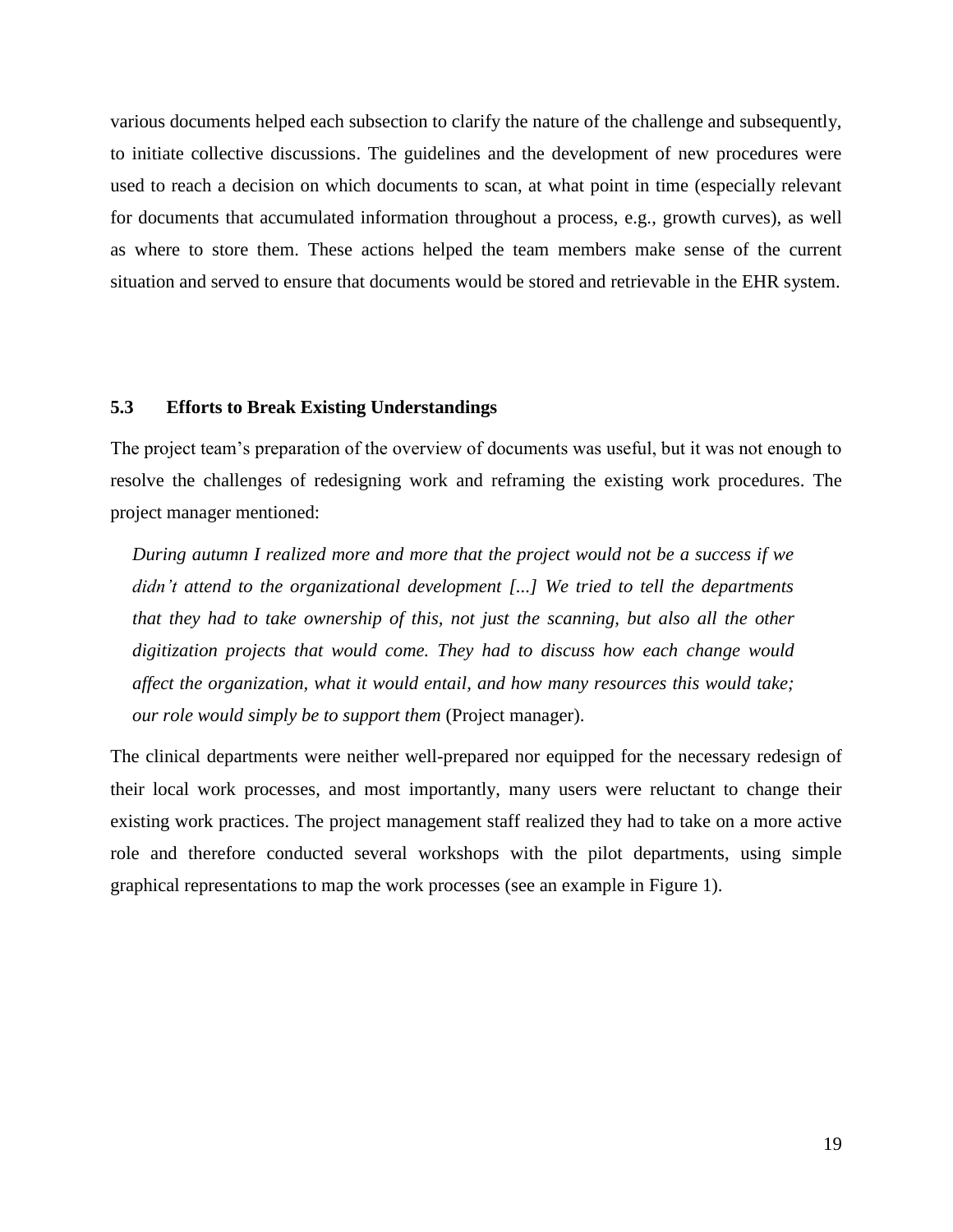various documents helped each subsection to clarify the nature of the challenge and subsequently, to initiate collective discussions. The guidelines and the development of new procedures were used to reach a decision on which documents to scan, at what point in time (especially relevant for documents that accumulated information throughout a process, e.g., growth curves), as well as where to store them. These actions helped the team members make sense of the current situation and served to ensure that documents would be stored and retrievable in the EHR system.

### 5.3 Efforts to Break Existing Understandings

The project team's preparation of the overview of documents was useful, but it was not enough to resolve the challenges of redesigning work and reframing the existing work procedures. The project manager mentioned:

> *During autumn I realized more and more that the project would not be a success if we didn't attend to the organizational development [...] We tried to tell the departments that they had to take ownership of this, not just the scanning, but also all the other digitization projects that would come. They had to discuss how each change would affect the organization, what it would entail, and how many resources this would take; our role would simply be to support them* (Project manager).

The clinical departments were neither well-prepared nor equipped for the necessary redesign of their local work processes, and most importantly, many users were reluctant to change their existing work practices. The project management staff realized they had to take on a more active role and therefore conducted several workshops with the pilot departments, using simple graphical representations to map the work processes (see an example in Figure 1).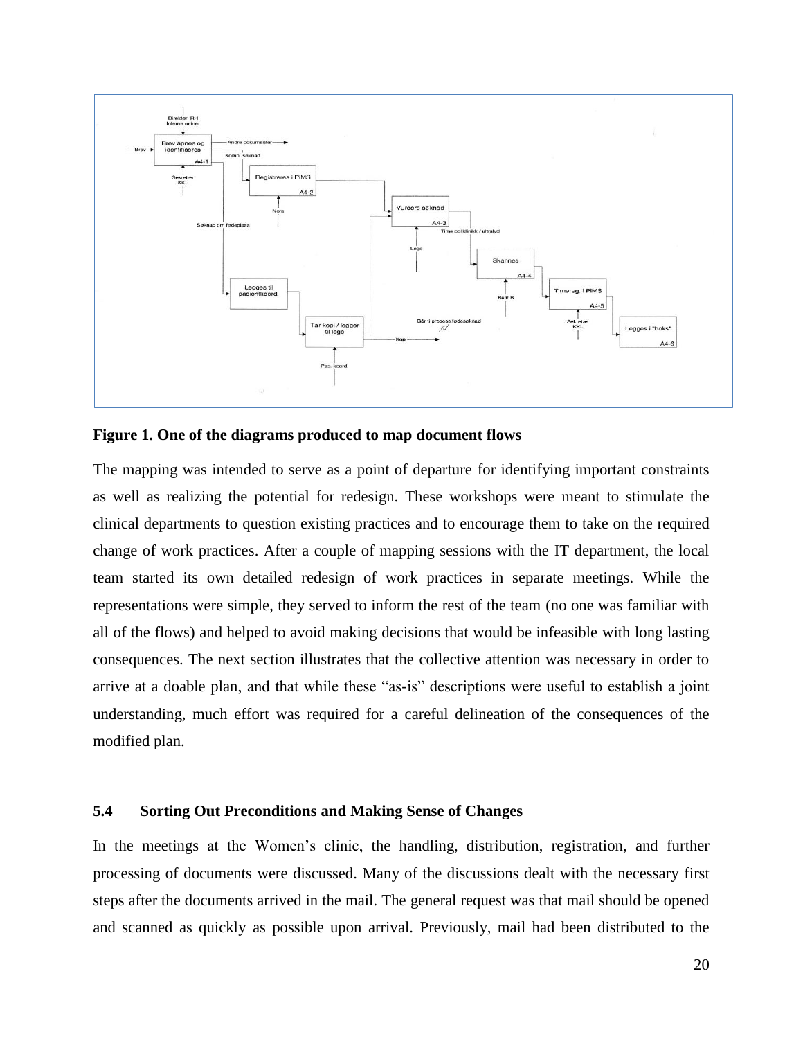**Figure 1. One of the diagrams produced to map document flows**

The mapping was intended to serve as a point of departure for identifying important constraints as well as realizing the potential for redesign. These workshops were meant to stimulate the clinical departments to question existing practices and to encourage them to take on the required change of work practices. After a couple of mapping sessions with the IT department, the local team started its own detailed redesign of work practices in separate meetings. While the representations were simple, they served to inform the rest of the team (no one was familiar with all of the flows) and helped to avoid making decisions that would be infeasible with long lasting consequences. The next section illustrates that the collective attention was necessary in order to arrive at a doable plan, and that while these "as-is" descriptions were useful to establish a joint understanding, much effort was required for a careful delineation of the consequences of the modified plan.

### 5.4 Sorting Out Preconditions and Making Sense of Changes

In the meetings at the Women's clinic, the handling, distribution, registration, and further processing of documents were discussed. Many of the discussions dealt with the necessary first steps after the documents arrived in the mail. The general request was that mail should be opened and scanned as quickly as possible upon arrival. Previously, mail had been distributed to the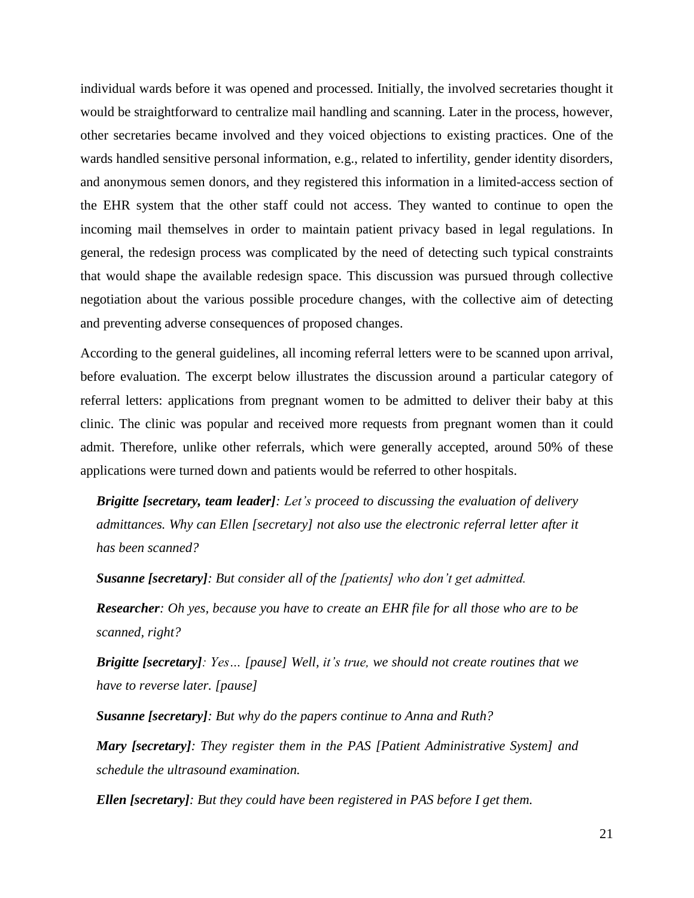individual wards before it was opened and processed. Initially, the involved secretaries thought it would be straightforward to centralize mail handling and scanning. Later in the process, however, other secretaries became involved and they voiced objections to existing practices. One of the wards handled sensitive personal information, e.g., related to infertility, gender identity disorders, and anonymous semen donors, and they registered this information in a limited-access section of the EHR system that the other staff could not access. They wanted to continue to open the incoming mail themselves in order to maintain patient privacy based in legal regulations. In general, the redesign process was complicated by the need of detecting such typical constraints that would shape the available redesign space. This discussion was pursued through collective negotiation about the various possible procedure changes, with the collective aim of detecting and preventing adverse consequences of proposed changes.

According to the general guidelines, all incoming referral letters were to be scanned upon arrival, before evaluation. The excerpt below illustrates the discussion around a particular category of referral letters: applications from pregnant women to be admitted to deliver their baby at this clinic. The clinic was popular and received more requests from pregnant women than it could admit. Therefore, unlike other referrals, which were generally accepted, around 50% of these applications were turned down and patients would be referred to other hospitals.

> ***Brigitte [secretary, team leader]****: Let's proceed to discussing the evaluation of delivery admittances. Why can Ellen [secretary] not also use the electronic referral letter after it has been scanned?*
>
> ***Susanne [secretary]****: But consider all of the [patients] who don't get admitted.*
>
> ***Researcher****: Oh yes, because you have to create an EHR file for all those who are to be scanned, right?*
>
> ***Brigitte [secretary]****: Yes… [pause] Well, it's true, we should not create routines that we have to reverse later. [pause]*
>
> ***Susanne [secretary]****: But why do the papers continue to Anna and Ruth?*
>
> ***Mary [secretary]****: They register them in the PAS [Patient Administrative System] and schedule the ultrasound examination.*
>
> ***Ellen [secretary]****: But they could have been registered in PAS before I get them.*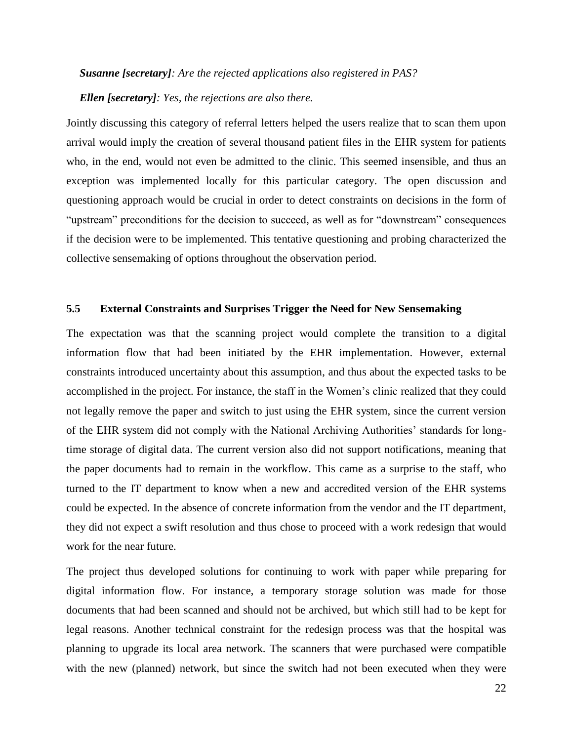***Susanne [secretary]**: Are the rejected applications also registered in PAS?*

***Ellen [secretary]**: Yes, the rejections are also there.*

Jointly discussing this category of referral letters helped the users realize that to scan them upon arrival would imply the creation of several thousand patient files in the EHR system for patients who, in the end, would not even be admitted to the clinic. This seemed insensible, and thus an exception was implemented locally for this particular category. The open discussion and questioning approach would be crucial in order to detect constraints on decisions in the form of "upstream" preconditions for the decision to succeed, as well as for "downstream" consequences if the decision were to be implemented. This tentative questioning and probing characterized the collective sensemaking of options throughout the observation period.

### 5.5 External Constraints and Surprises Trigger the Need for New Sensemaking

The expectation was that the scanning project would complete the transition to a digital information flow that had been initiated by the EHR implementation. However, external constraints introduced uncertainty about this assumption, and thus about the expected tasks to be accomplished in the project. For instance, the staff in the Women's clinic realized that they could not legally remove the paper and switch to just using the EHR system, since the current version of the EHR system did not comply with the National Archiving Authorities' standards for long-time storage of digital data. The current version also did not support notifications, meaning that the paper documents had to remain in the workflow. This came as a surprise to the staff, who turned to the IT department to know when a new and accredited version of the EHR systems could be expected. In the absence of concrete information from the vendor and the IT department, they did not expect a swift resolution and thus chose to proceed with a work redesign that would work for the near future.

The project thus developed solutions for continuing to work with paper while preparing for digital information flow. For instance, a temporary storage solution was made for those documents that had been scanned and should not be archived, but which still had to be kept for legal reasons. Another technical constraint for the redesign process was that the hospital was planning to upgrade its local area network. The scanners that were purchased were compatible with the new (planned) network, but since the switch had not been executed when they were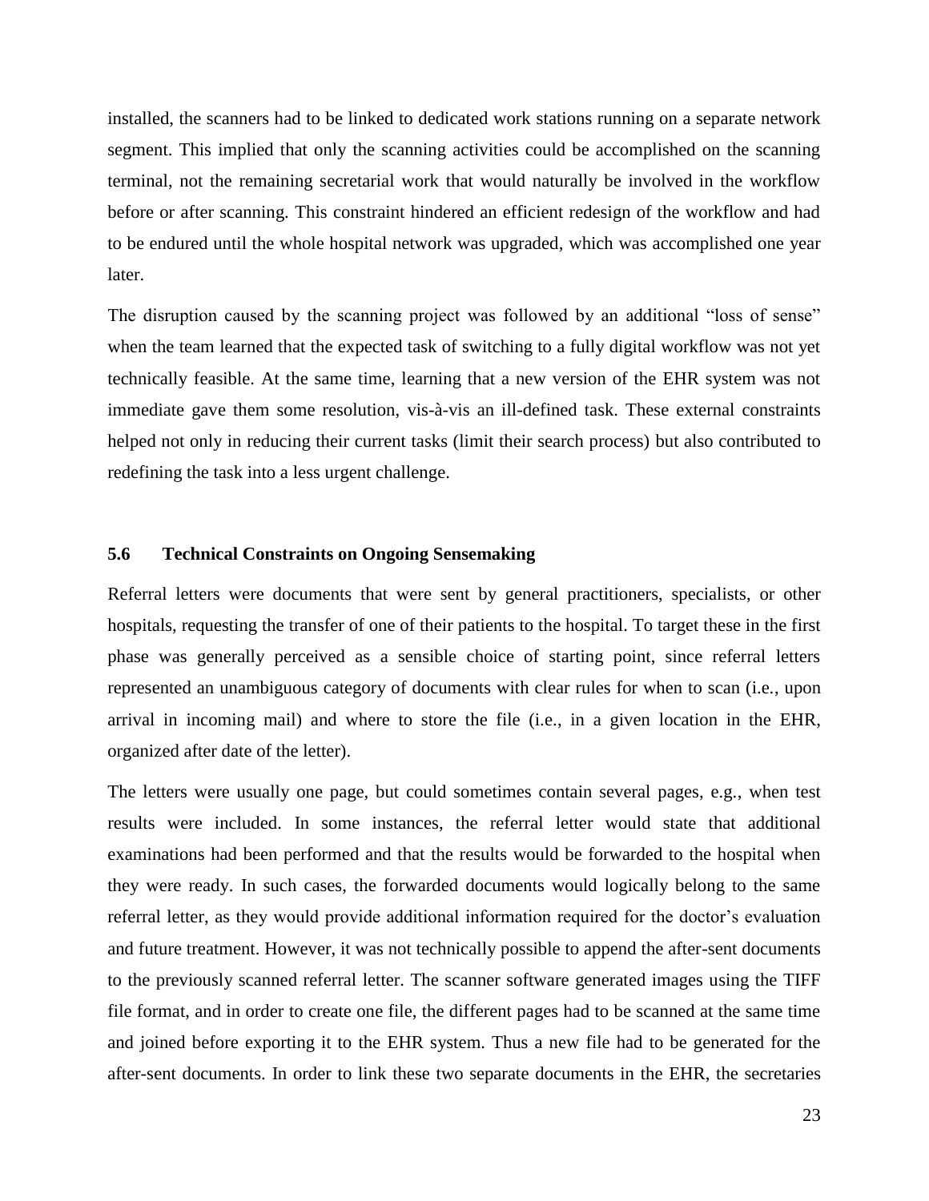installed, the scanners had to be linked to dedicated work stations running on a separate network segment. This implied that only the scanning activities could be accomplished on the scanning terminal, not the remaining secretarial work that would naturally be involved in the workflow before or after scanning. This constraint hindered an efficient redesign of the workflow and had to be endured until the whole hospital network was upgraded, which was accomplished one year later.

The disruption caused by the scanning project was followed by an additional "loss of sense" when the team learned that the expected task of switching to a fully digital workflow was not yet technically feasible. At the same time, learning that a new version of the EHR system was not immediate gave them some resolution, vis-à-vis an ill-defined task. These external constraints helped not only in reducing their current tasks (limit their search process) but also contributed to redefining the task into a less urgent challenge.

### 5.6 Technical Constraints on Ongoing Sensemaking

Referral letters were documents that were sent by general practitioners, specialists, or other hospitals, requesting the transfer of one of their patients to the hospital. To target these in the first phase was generally perceived as a sensible choice of starting point, since referral letters represented an unambiguous category of documents with clear rules for when to scan (i.e., upon arrival in incoming mail) and where to store the file (i.e., in a given location in the EHR, organized after date of the letter).

The letters were usually one page, but could sometimes contain several pages, e.g., when test results were included. In some instances, the referral letter would state that additional examinations had been performed and that the results would be forwarded to the hospital when they were ready. In such cases, the forwarded documents would logically belong to the same referral letter, as they would provide additional information required for the doctor's evaluation and future treatment. However, it was not technically possible to append the after-sent documents to the previously scanned referral letter. The scanner software generated images using the TIFF file format, and in order to create one file, the different pages had to be scanned at the same time and joined before exporting it to the EHR system. Thus a new file had to be generated for the after-sent documents. In order to link these two separate documents in the EHR, the secretaries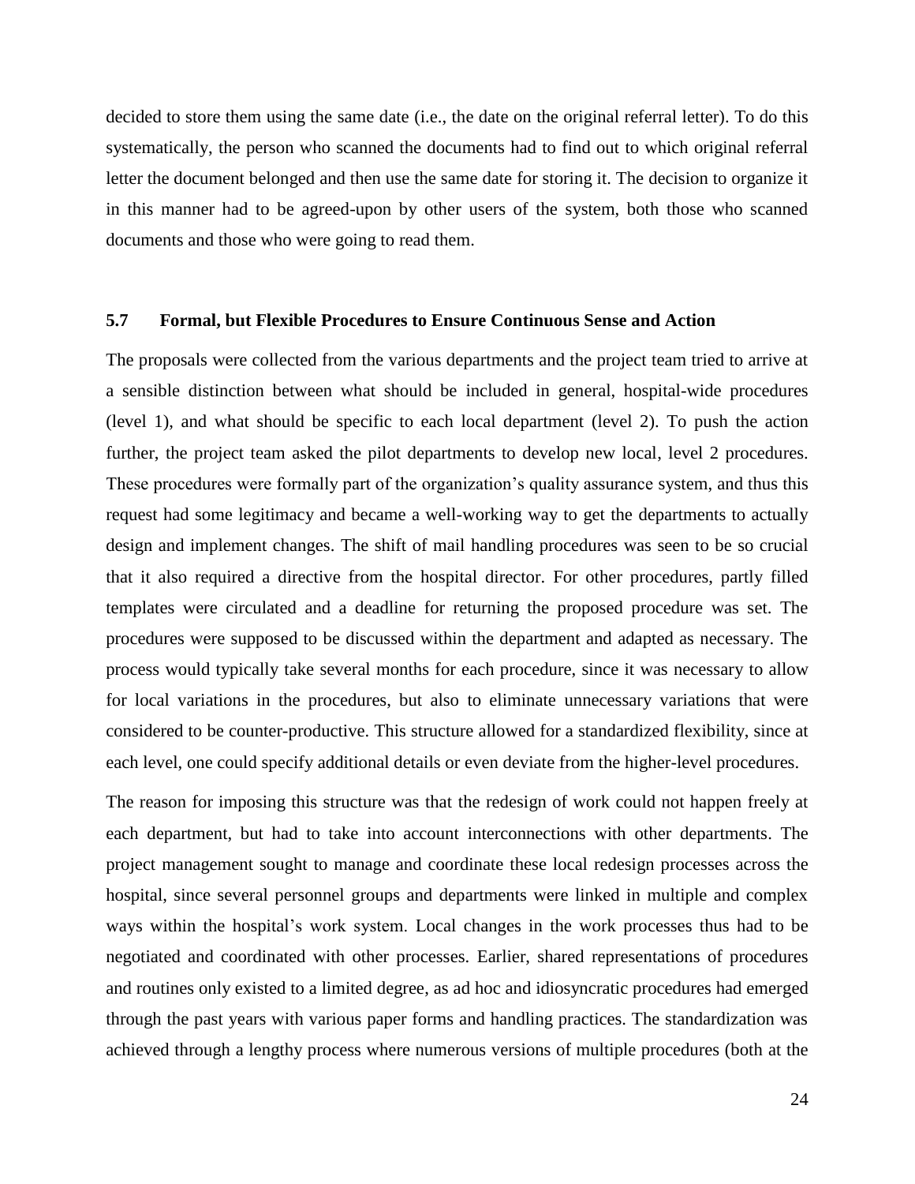decided to store them using the same date (i.e., the date on the original referral letter). To do this systematically, the person who scanned the documents had to find out to which original referral letter the document belonged and then use the same date for storing it. The decision to organize it in this manner had to be agreed-upon by other users of the system, both those who scanned documents and those who were going to read them.

### 5.7 Formal, but Flexible Procedures to Ensure Continuous Sense and Action

The proposals were collected from the various departments and the project team tried to arrive at a sensible distinction between what should be included in general, hospital-wide procedures (level 1), and what should be specific to each local department (level 2). To push the action further, the project team asked the pilot departments to develop new local, level 2 procedures. These procedures were formally part of the organization's quality assurance system, and thus this request had some legitimacy and became a well-working way to get the departments to actually design and implement changes. The shift of mail handling procedures was seen to be so crucial that it also required a directive from the hospital director. For other procedures, partly filled templates were circulated and a deadline for returning the proposed procedure was set. The procedures were supposed to be discussed within the department and adapted as necessary. The process would typically take several months for each procedure, since it was necessary to allow for local variations in the procedures, but also to eliminate unnecessary variations that were considered to be counter-productive. This structure allowed for a standardized flexibility, since at each level, one could specify additional details or even deviate from the higher-level procedures.

The reason for imposing this structure was that the redesign of work could not happen freely at each department, but had to take into account interconnections with other departments. The project management sought to manage and coordinate these local redesign processes across the hospital, since several personnel groups and departments were linked in multiple and complex ways within the hospital's work system. Local changes in the work processes thus had to be negotiated and coordinated with other processes. Earlier, shared representations of procedures and routines only existed to a limited degree, as ad hoc and idiosyncratic procedures had emerged through the past years with various paper forms and handling practices. The standardization was achieved through a lengthy process where numerous versions of multiple procedures (both at the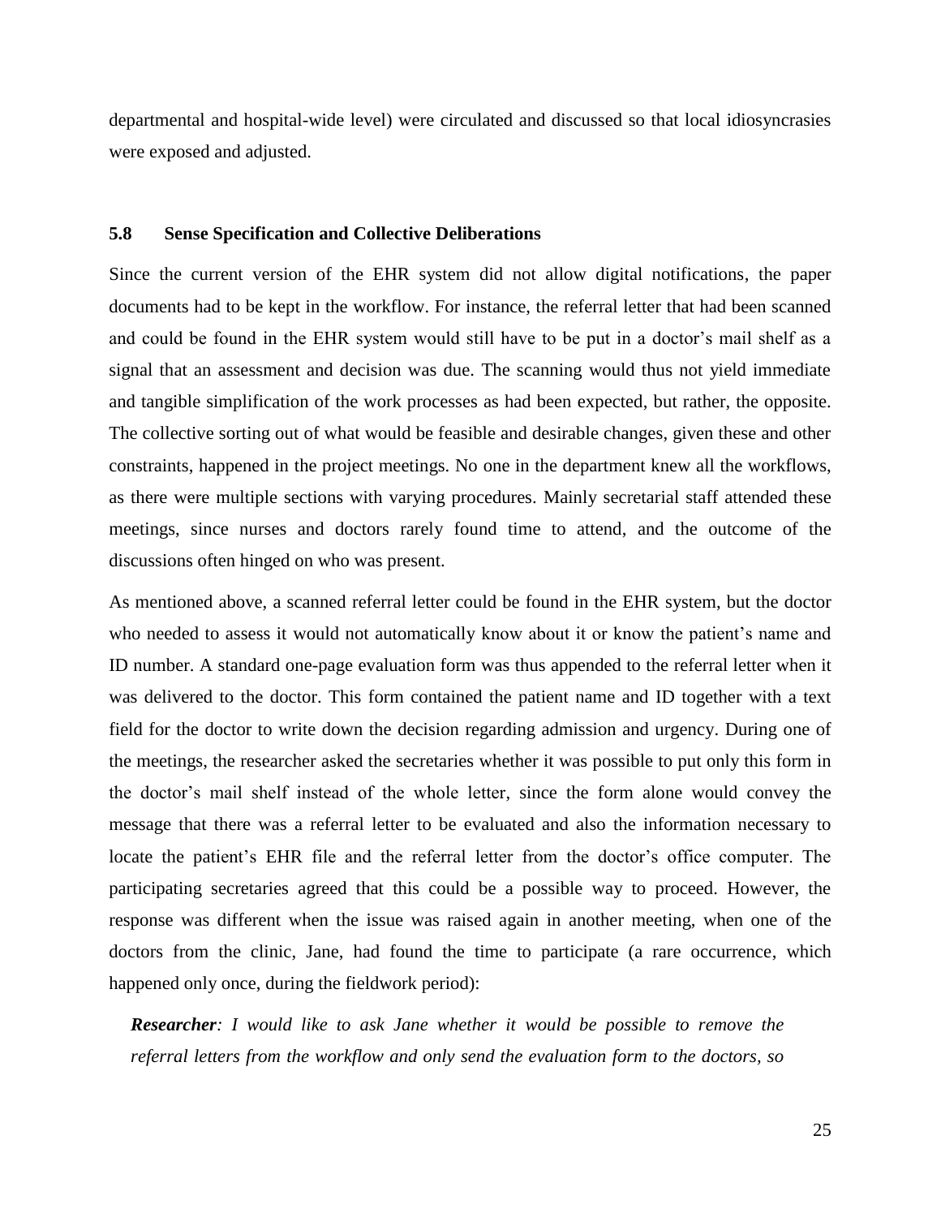departmental and hospital-wide level) were circulated and discussed so that local idiosyncrasies were exposed and adjusted.

### 5.8 Sense Specification and Collective Deliberations

Since the current version of the EHR system did not allow digital notifications, the paper documents had to be kept in the workflow. For instance, the referral letter that had been scanned and could be found in the EHR system would still have to be put in a doctor's mail shelf as a signal that an assessment and decision was due. The scanning would thus not yield immediate and tangible simplification of the work processes as had been expected, but rather, the opposite. The collective sorting out of what would be feasible and desirable changes, given these and other constraints, happened in the project meetings. No one in the department knew all the workflows, as there were multiple sections with varying procedures. Mainly secretarial staff attended these meetings, since nurses and doctors rarely found time to attend, and the outcome of the discussions often hinged on who was present.

As mentioned above, a scanned referral letter could be found in the EHR system, but the doctor who needed to assess it would not automatically know about it or know the patient's name and ID number. A standard one-page evaluation form was thus appended to the referral letter when it was delivered to the doctor. This form contained the patient name and ID together with a text field for the doctor to write down the decision regarding admission and urgency. During one of the meetings, the researcher asked the secretaries whether it was possible to put only this form in the doctor's mail shelf instead of the whole letter, since the form alone would convey the message that there was a referral letter to be evaluated and also the information necessary to locate the patient's EHR file and the referral letter from the doctor's office computer. The participating secretaries agreed that this could be a possible way to proceed. However, the response was different when the issue was raised again in another meeting, when one of the doctors from the clinic, Jane, had found the time to participate (a rare occurrence, which happened only once, during the fieldwork period):

> ***Researcher****: I would like to ask Jane whether it would be possible to remove the referral letters from the workflow and only send the evaluation form to the doctors, so*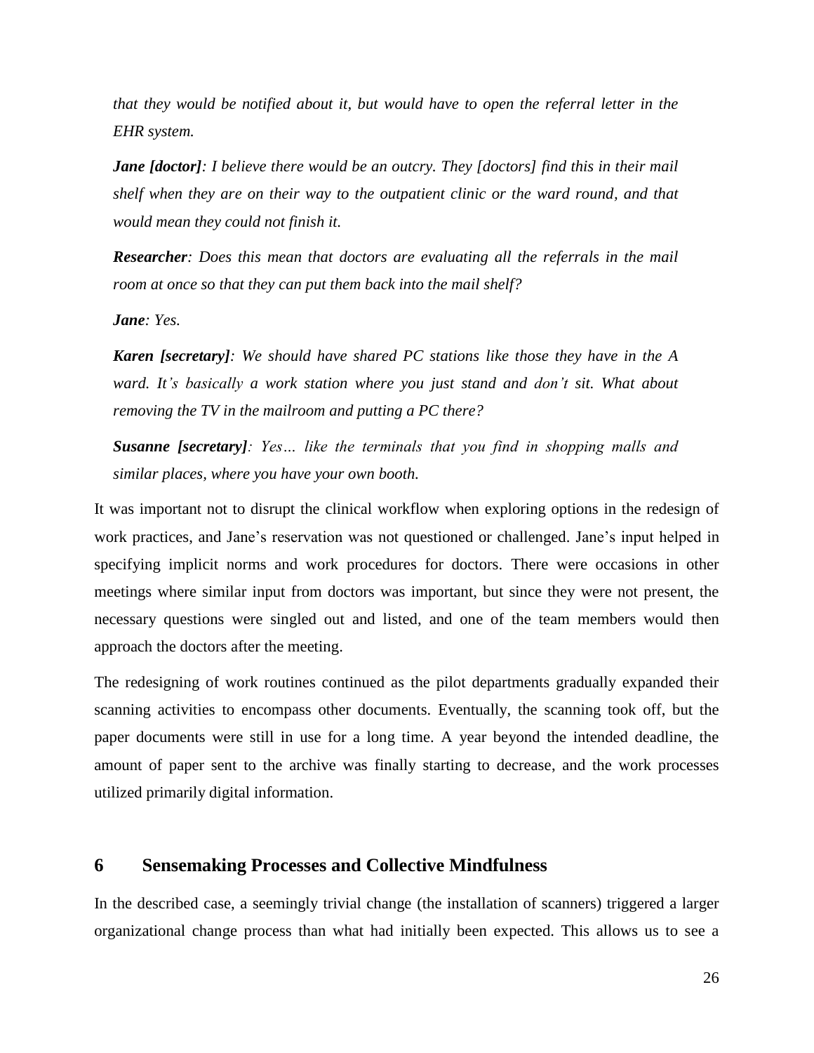*that they would be notified about it, but would have to open the referral letter in the EHR system.*

***Jane [doctor]****: I believe there would be an outcry. They [doctors] find this in their mail shelf when they are on their way to the outpatient clinic or the ward round, and that would mean they could not finish it.*

***Researcher****: Does this mean that doctors are evaluating all the referrals in the mail room at once so that they can put them back into the mail shelf?*

***Jane****: Yes.*

***Karen [secretary]****: We should have shared PC stations like those they have in the A ward. It's basically a work station where you just stand and don't sit. What about removing the TV in the mailroom and putting a PC there?*

***Susanne [secretary]****: Yes… like the terminals that you find in shopping malls and similar places, where you have your own booth.*

It was important not to disrupt the clinical workflow when exploring options in the redesign of work practices, and Jane's reservation was not questioned or challenged. Jane's input helped in specifying implicit norms and work procedures for doctors. There were occasions in other meetings where similar input from doctors was important, but since they were not present, the necessary questions were singled out and listed, and one of the team members would then approach the doctors after the meeting.

The redesigning of work routines continued as the pilot departments gradually expanded their scanning activities to encompass other documents. Eventually, the scanning took off, but the paper documents were still in use for a long time. A year beyond the intended deadline, the amount of paper sent to the archive was finally starting to decrease, and the work processes utilized primarily digital information.

## 6 Sensemaking Processes and Collective Mindfulness

In the described case, a seemingly trivial change (the installation of scanners) triggered a larger organizational change process than what had initially been expected. This allows us to see a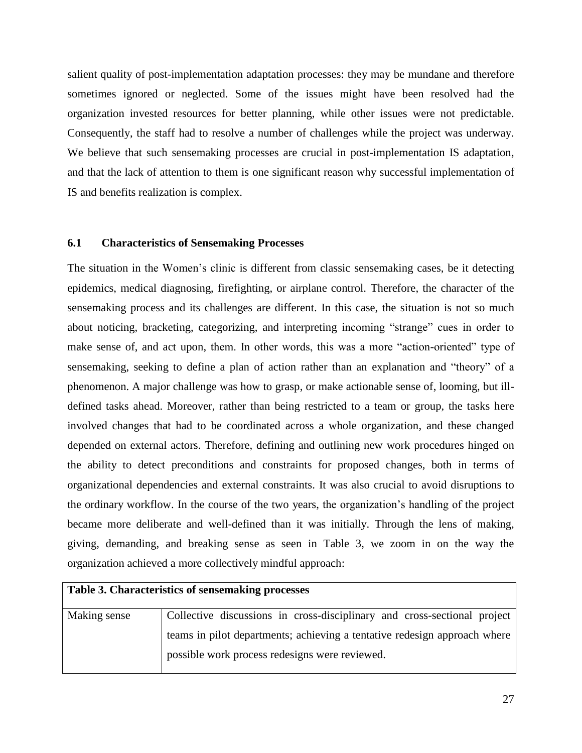salient quality of post-implementation adaptation processes: they may be mundane and therefore sometimes ignored or neglected. Some of the issues might have been resolved had the organization invested resources for better planning, while other issues were not predictable. Consequently, the staff had to resolve a number of challenges while the project was underway. We believe that such sensemaking processes are crucial in post-implementation IS adaptation, and that the lack of attention to them is one significant reason why successful implementation of IS and benefits realization is complex.

### 6.1 Characteristics of Sensemaking Processes

The situation in the Women's clinic is different from classic sensemaking cases, be it detecting epidemics, medical diagnosing, firefighting, or airplane control. Therefore, the character of the sensemaking process and its challenges are different. In this case, the situation is not so much about noticing, bracketing, categorizing, and interpreting incoming "strange" cues in order to make sense of, and act upon, them. In other words, this was a more "action-oriented" type of sensemaking, seeking to define a plan of action rather than an explanation and "theory" of a phenomenon. A major challenge was how to grasp, or make actionable sense of, looming, but ill-defined tasks ahead. Moreover, rather than being restricted to a team or group, the tasks here involved changes that had to be coordinated across a whole organization, and these changed depended on external actors. Therefore, defining and outlining new work procedures hinged on the ability to detect preconditions and constraints for proposed changes, both in terms of organizational dependencies and external constraints. It was also crucial to avoid disruptions to the ordinary workflow. In the course of the two years, the organization's handling of the project became more deliberate and well-defined than it was initially. Through the lens of making, giving, demanding, and breaking sense as seen in Table 3, we zoom in on the way the organization achieved a more collectively mindful approach:

| Table 3. Characteristics of sensemaking processes | |
|---|---|
| Making sense | Collective discussions in cross-disciplinary and cross-sectional project teams in pilot departments; achieving a tentative redesign approach where possible work process redesigns were reviewed. |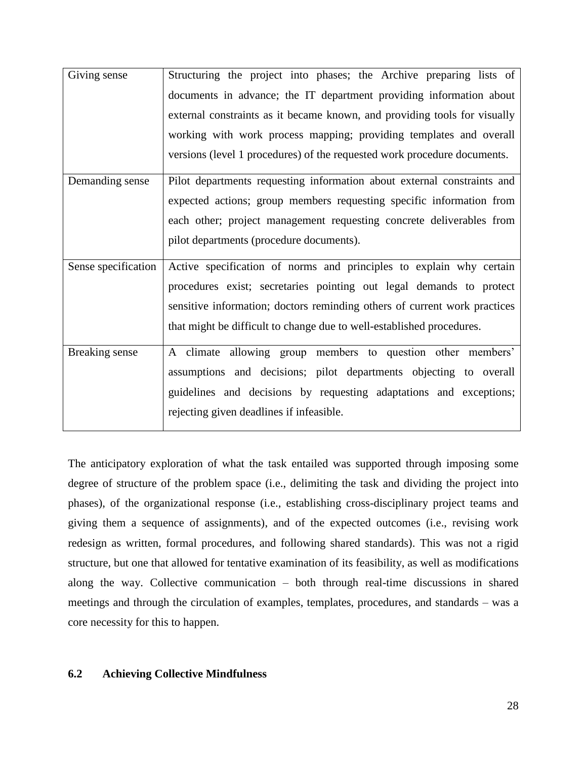| | |
|---|---|
| Giving sense | Structuring the project into phases; the Archive preparing lists of documents in advance; the IT department providing information about external constraints as it became known, and providing tools for visually working with work process mapping; providing templates and overall versions (level 1 procedures) of the requested work procedure documents. |
| Demanding sense | Pilot departments requesting information about external constraints and expected actions; group members requesting specific information from each other; project management requesting concrete deliverables from pilot departments (procedure documents). |
| Sense specification | Active specification of norms and principles to explain why certain procedures exist; secretaries pointing out legal demands to protect sensitive information; doctors reminding others of current work practices that might be difficult to change due to well-established procedures. |
| Breaking sense | A climate allowing group members to question other members' assumptions and decisions; pilot departments objecting to overall guidelines and decisions by requesting adaptations and exceptions; rejecting given deadlines if infeasible. |

The anticipatory exploration of what the task entailed was supported through imposing some degree of structure of the problem space (i.e., delimiting the task and dividing the project into phases), of the organizational response (i.e., establishing cross-disciplinary project teams and giving them a sequence of assignments), and of the expected outcomes (i.e., revising work redesign as written, formal procedures, and following shared standards). This was not a rigid structure, but one that allowed for tentative examination of its feasibility, as well as modifications along the way. Collective communication – both through real-time discussions in shared meetings and through the circulation of examples, templates, procedures, and standards – was a core necessity for this to happen.

### 6.2 Achieving Collective Mindfulness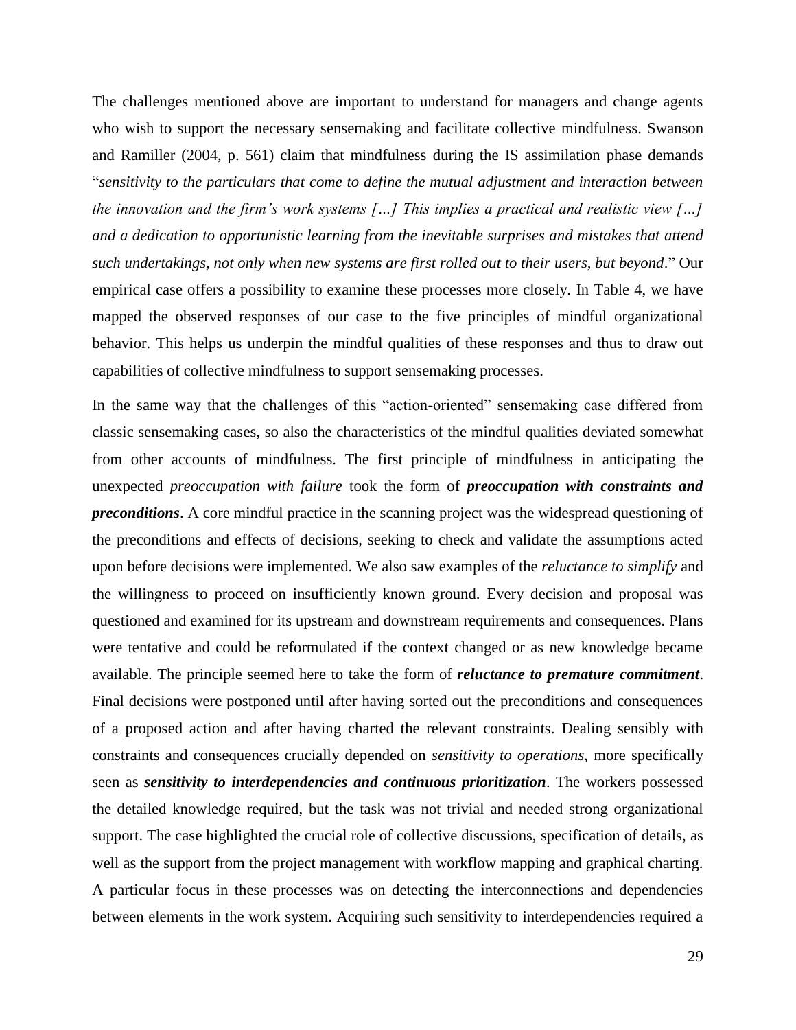The challenges mentioned above are important to understand for managers and change agents who wish to support the necessary sensemaking and facilitate collective mindfulness. Swanson and Ramiller (2004, p. 561) claim that mindfulness during the IS assimilation phase demands "*sensitivity to the particulars that come to define the mutual adjustment and interaction between the innovation and the firm's work systems […] This implies a practical and realistic view […] and a dedication to opportunistic learning from the inevitable surprises and mistakes that attend such undertakings, not only when new systems are first rolled out to their users, but beyond*." Our empirical case offers a possibility to examine these processes more closely. In Table 4, we have mapped the observed responses of our case to the five principles of mindful organizational behavior. This helps us underpin the mindful qualities of these responses and thus to draw out capabilities of collective mindfulness to support sensemaking processes.

In the same way that the challenges of this "action-oriented" sensemaking case differed from classic sensemaking cases, so also the characteristics of the mindful qualities deviated somewhat from other accounts of mindfulness. The first principle of mindfulness in anticipating the unexpected *preoccupation with failure* took the form of ***preoccupation with constraints and preconditions***. A core mindful practice in the scanning project was the widespread questioning of the preconditions and effects of decisions, seeking to check and validate the assumptions acted upon before decisions were implemented. We also saw examples of the *reluctance to simplify* and the willingness to proceed on insufficiently known ground. Every decision and proposal was questioned and examined for its upstream and downstream requirements and consequences. Plans were tentative and could be reformulated if the context changed or as new knowledge became available. The principle seemed here to take the form of ***reluctance to premature commitment***. Final decisions were postponed until after having sorted out the preconditions and consequences of a proposed action and after having charted the relevant constraints. Dealing sensibly with constraints and consequences crucially depended on *sensitivity to operations*, more specifically seen as ***sensitivity to interdependencies and continuous prioritization***. The workers possessed the detailed knowledge required, but the task was not trivial and needed strong organizational support. The case highlighted the crucial role of collective discussions, specification of details, as well as the support from the project management with workflow mapping and graphical charting. A particular focus in these processes was on detecting the interconnections and dependencies between elements in the work system. Acquiring such sensitivity to interdependencies required a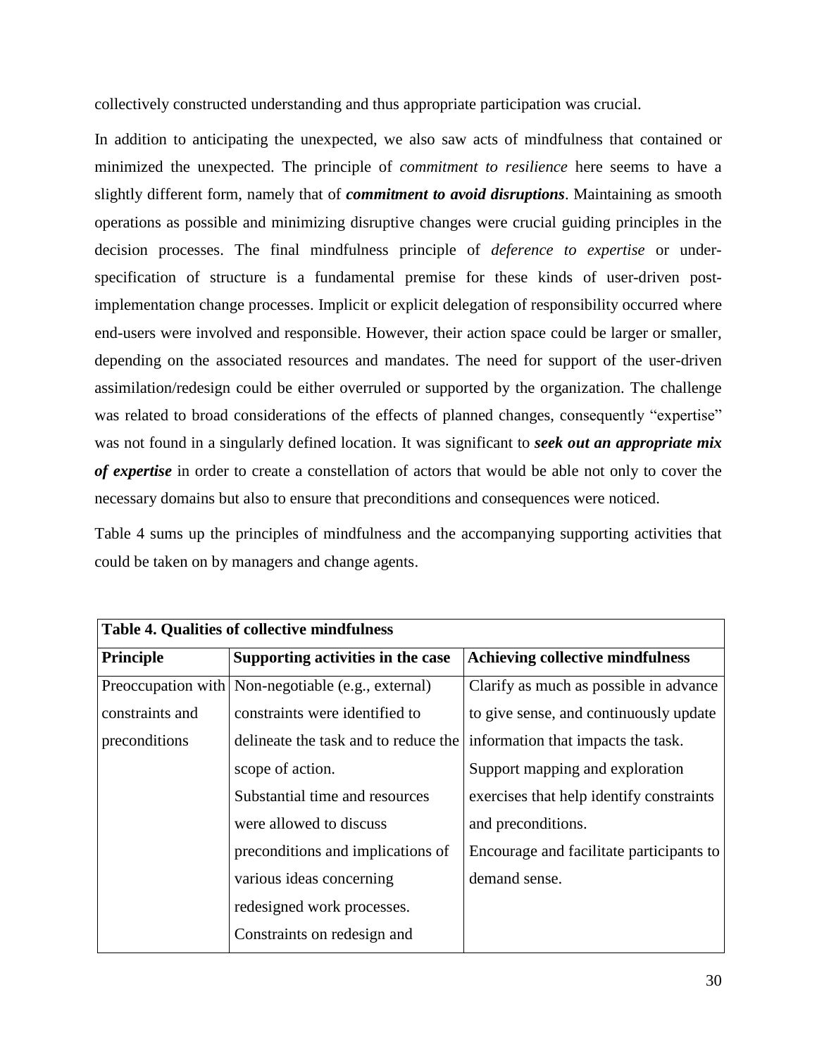collectively constructed understanding and thus appropriate participation was crucial.

In addition to anticipating the unexpected, we also saw acts of mindfulness that contained or minimized the unexpected. The principle of *commitment to resilience* here seems to have a slightly different form, namely that of ***commitment to avoid disruptions***. Maintaining as smooth operations as possible and minimizing disruptive changes were crucial guiding principles in the decision processes. The final mindfulness principle of *deference to expertise* or under-specification of structure is a fundamental premise for these kinds of user-driven post-implementation change processes. Implicit or explicit delegation of responsibility occurred where end-users were involved and responsible. However, their action space could be larger or smaller, depending on the associated resources and mandates. The need for support of the user-driven assimilation/redesign could be either overruled or supported by the organization. The challenge was related to broad considerations of the effects of planned changes, consequently "expertise" was not found in a singularly defined location. It was significant to ***seek out an appropriate mix of expertise*** in order to create a constellation of actors that would be able not only to cover the necessary domains but also to ensure that preconditions and consequences were noticed.

Table 4 sums up the principles of mindfulness and the accompanying supporting activities that could be taken on by managers and change agents.

**Table 4. Qualities of collective mindfulness**

| **Principle** | **Supporting activities in the case** | **Achieving collective mindfulness** |
|---|---|---|
| Preoccupation with constraints and preconditions | Non-negotiable (e.g., external) constraints were identified to delineate the task and to reduce the scope of action.<br>Substantial time and resources were allowed to discuss preconditions and implications of various ideas concerning redesigned work processes.<br>Constraints on redesign and | Clarify as much as possible in advance to give sense, and continuously update information that impacts the task.<br>Support mapping and exploration exercises that help identify constraints and preconditions.<br>Encourage and facilitate participants to demand sense. |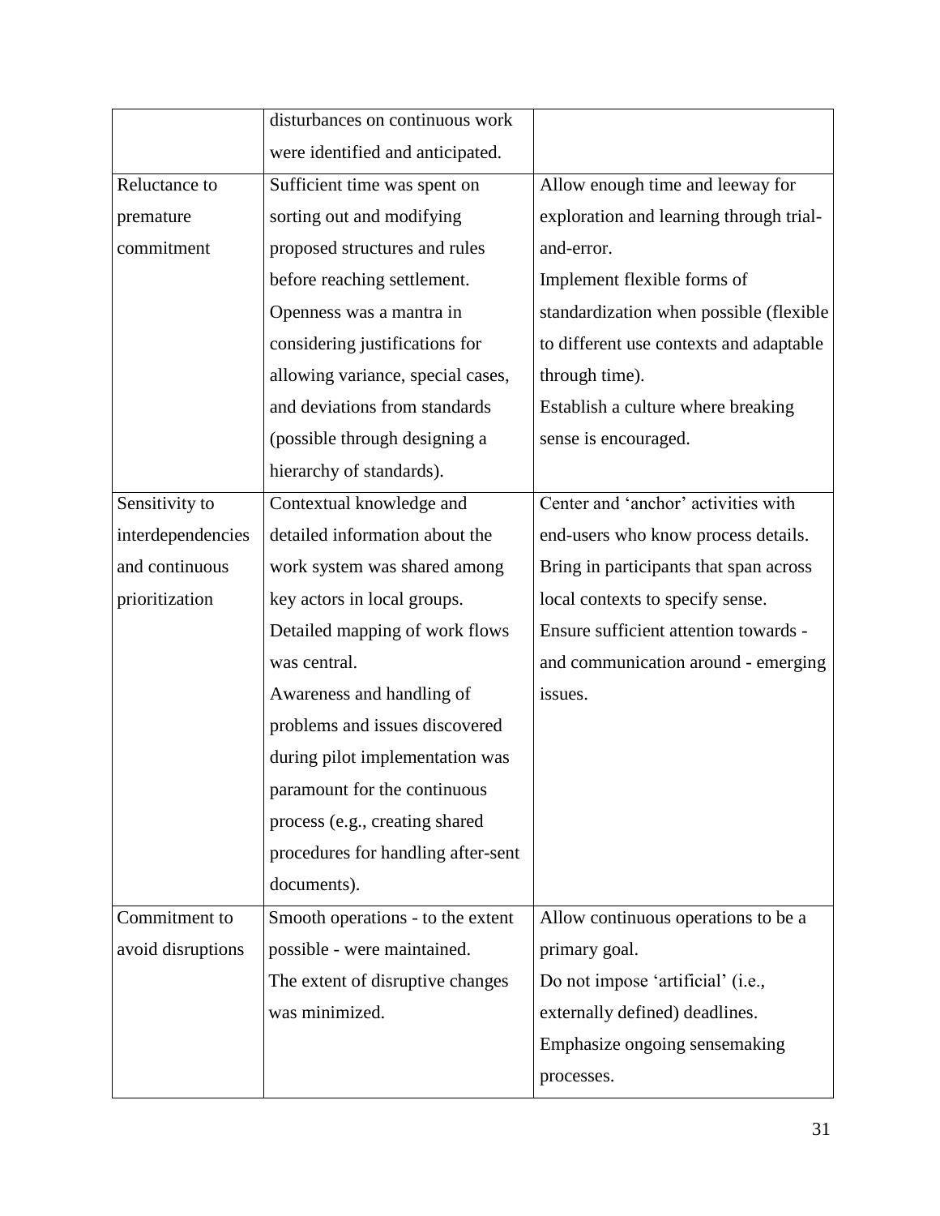| | | |
|---|---|---|
| | disturbances on continuous work were identified and anticipated. | |
| Reluctance to premature commitment | Sufficient time was spent on sorting out and modifying proposed structures and rules before reaching settlement. Openness was a mantra in considering justifications for allowing variance, special cases, and deviations from standards (possible through designing a hierarchy of standards). | Allow enough time and leeway for exploration and learning through trial-and-error. Implement flexible forms of standardization when possible (flexible to different use contexts and adaptable through time). Establish a culture where breaking sense is encouraged. |
| Sensitivity to interdependencies and continuous prioritization | Contextual knowledge and detailed information about the work system was shared among key actors in local groups. Detailed mapping of work flows was central. Awareness and handling of problems and issues discovered during pilot implementation was paramount for the continuous process (e.g., creating shared procedures for handling after-sent documents). | Center and 'anchor' activities with end-users who know process details. Bring in participants that span across local contexts to specify sense. Ensure sufficient attention towards - and communication around - emerging issues. |
| Commitment to avoid disruptions | Smooth operations - to the extent possible - were maintained. The extent of disruptive changes was minimized. | Allow continuous operations to be a primary goal. Do not impose 'artificial' (i.e., externally defined) deadlines. Emphasize ongoing sensemaking processes. |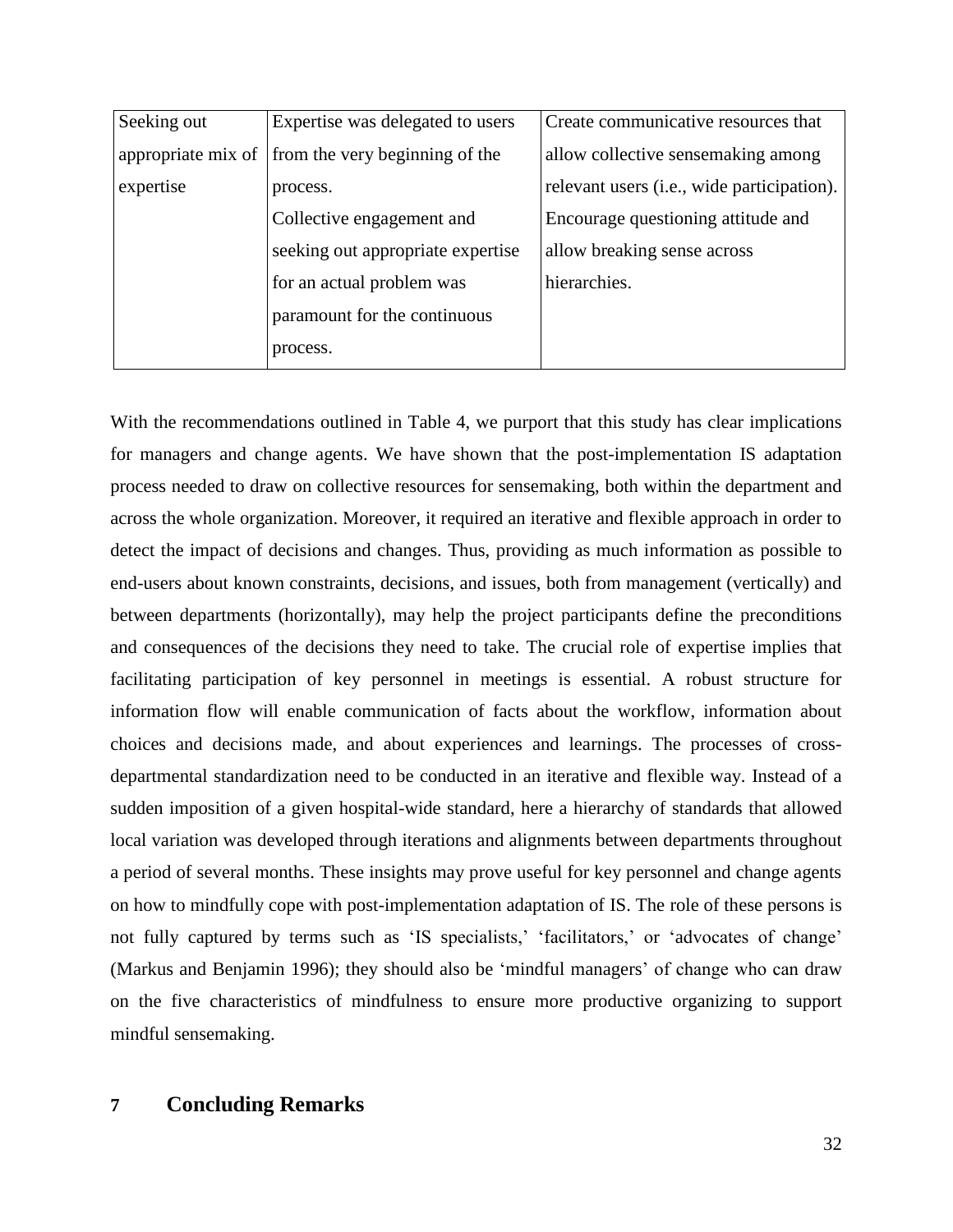| Seeking out appropriate mix of expertise | Expertise was delegated to users from the very beginning of the process. Collective engagement and seeking out appropriate expertise for an actual problem was paramount for the continuous process. | Create communicative resources that allow collective sensemaking among relevant users (i.e., wide participation). Encourage questioning attitude and allow breaking sense across hierarchies. |
|---|---|---|

With the recommendations outlined in Table 4, we purport that this study has clear implications for managers and change agents. We have shown that the post-implementation IS adaptation process needed to draw on collective resources for sensemaking, both within the department and across the whole organization. Moreover, it required an iterative and flexible approach in order to detect the impact of decisions and changes. Thus, providing as much information as possible to end-users about known constraints, decisions, and issues, both from management (vertically) and between departments (horizontally), may help the project participants define the preconditions and consequences of the decisions they need to take. The crucial role of expertise implies that facilitating participation of key personnel in meetings is essential. A robust structure for information flow will enable communication of facts about the workflow, information about choices and decisions made, and about experiences and learnings. The processes of cross-departmental standardization need to be conducted in an iterative and flexible way. Instead of a sudden imposition of a given hospital-wide standard, here a hierarchy of standards that allowed local variation was developed through iterations and alignments between departments throughout a period of several months. These insights may prove useful for key personnel and change agents on how to mindfully cope with post-implementation adaptation of IS. The role of these persons is not fully captured by terms such as 'IS specialists,' 'facilitators,' or 'advocates of change' (Markus and Benjamin 1996); they should also be 'mindful managers' of change who can draw on the five characteristics of mindfulness to ensure more productive organizing to support mindful sensemaking.

## 7 Concluding Remarks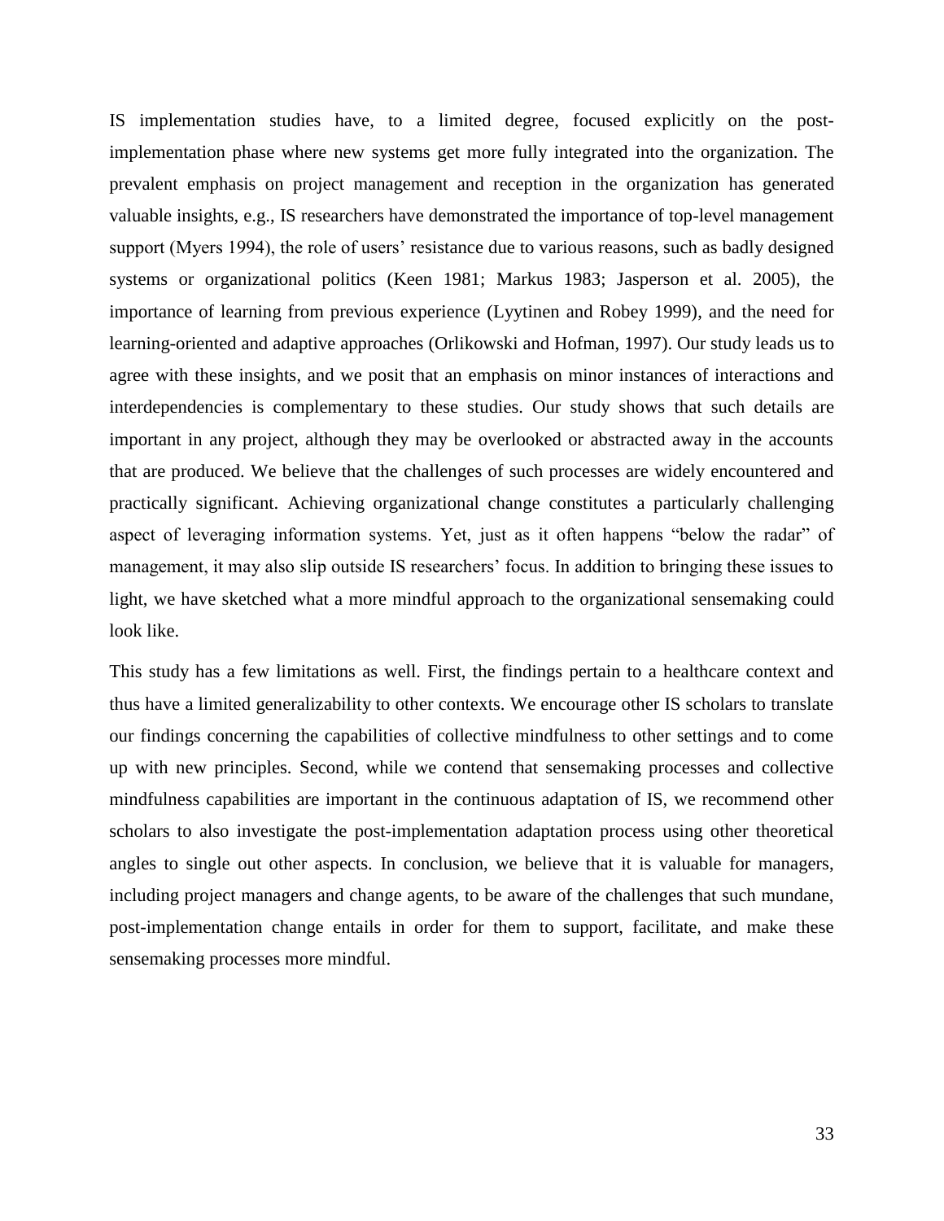IS implementation studies have, to a limited degree, focused explicitly on the post-implementation phase where new systems get more fully integrated into the organization. The prevalent emphasis on project management and reception in the organization has generated valuable insights, e.g., IS researchers have demonstrated the importance of top-level management support (Myers 1994), the role of users' resistance due to various reasons, such as badly designed systems or organizational politics (Keen 1981; Markus 1983; Jasperson et al. 2005), the importance of learning from previous experience (Lyytinen and Robey 1999), and the need for learning-oriented and adaptive approaches (Orlikowski and Hofman, 1997). Our study leads us to agree with these insights, and we posit that an emphasis on minor instances of interactions and interdependencies is complementary to these studies. Our study shows that such details are important in any project, although they may be overlooked or abstracted away in the accounts that are produced. We believe that the challenges of such processes are widely encountered and practically significant. Achieving organizational change constitutes a particularly challenging aspect of leveraging information systems. Yet, just as it often happens "below the radar" of management, it may also slip outside IS researchers' focus. In addition to bringing these issues to light, we have sketched what a more mindful approach to the organizational sensemaking could look like.

This study has a few limitations as well. First, the findings pertain to a healthcare context and thus have a limited generalizability to other contexts. We encourage other IS scholars to translate our findings concerning the capabilities of collective mindfulness to other settings and to come up with new principles. Second, while we contend that sensemaking processes and collective mindfulness capabilities are important in the continuous adaptation of IS, we recommend other scholars to also investigate the post-implementation adaptation process using other theoretical angles to single out other aspects. In conclusion, we believe that it is valuable for managers, including project managers and change agents, to be aware of the challenges that such mundane, post-implementation change entails in order for them to support, facilitate, and make these sensemaking processes more mindful.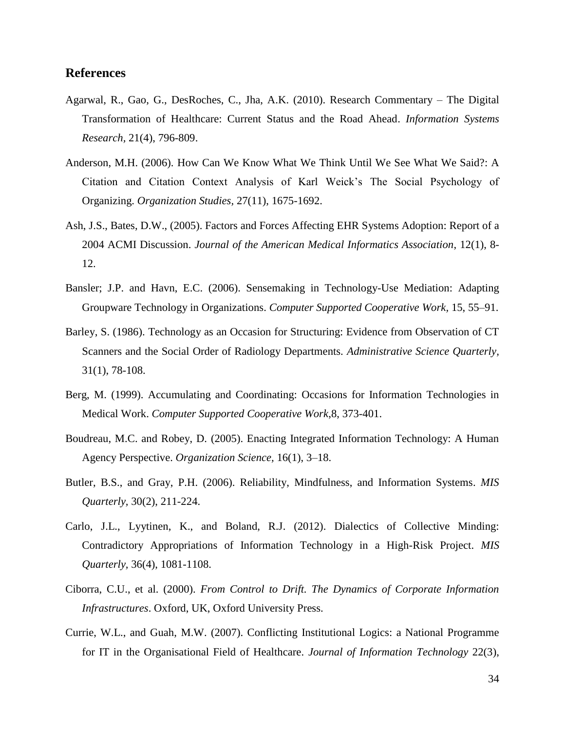## References

Agarwal, R., Gao, G., DesRoches, C., Jha, A.K. (2010). Research Commentary – The Digital Transformation of Healthcare: Current Status and the Road Ahead. *Information Systems Research,* 21(4), 796-809.

Anderson, M.H. (2006). How Can We Know What We Think Until We See What We Said?: A Citation and Citation Context Analysis of Karl Weick's The Social Psychology of Organizing. *Organization Studies,* 27(11), 1675-1692.

Ash, J.S., Bates, D.W., (2005). Factors and Forces Affecting EHR Systems Adoption: Report of a 2004 ACMI Discussion. *Journal of the American Medical Informatics Association*, 12(1), 8-12.

Bansler; J.P. and Havn, E.C. (2006). Sensemaking in Technology-Use Mediation: Adapting Groupware Technology in Organizations. *Computer Supported Cooperative Work,* 15, 55–91.

Barley, S. (1986). Technology as an Occasion for Structuring: Evidence from Observation of CT Scanners and the Social Order of Radiology Departments. *Administrative Science Quarterly,* 31(1), 78-108.

Berg, M. (1999). Accumulating and Coordinating: Occasions for Information Technologies in Medical Work. *Computer Supported Cooperative Work,*8, 373-401.

Boudreau, M.C. and Robey, D. (2005). Enacting Integrated Information Technology: A Human Agency Perspective. *Organization Science,* 16(1), 3–18.

Butler, B.S., and Gray, P.H. (2006). Reliability, Mindfulness, and Information Systems. *MIS Quarterly,* 30(2), 211-224.

Carlo, J.L., Lyytinen, K., and Boland, R.J. (2012). Dialectics of Collective Minding: Contradictory Appropriations of Information Technology in a High-Risk Project. *MIS Quarterly,* 36(4), 1081-1108.

Ciborra, C.U., et al. (2000). *From Control to Drift. The Dynamics of Corporate Information Infrastructures*. Oxford, UK, Oxford University Press.

Currie, W.L., and Guah, M.W. (2007). Conflicting Institutional Logics: a National Programme for IT in the Organisational Field of Healthcare. *Journal of Information Technology* 22(3),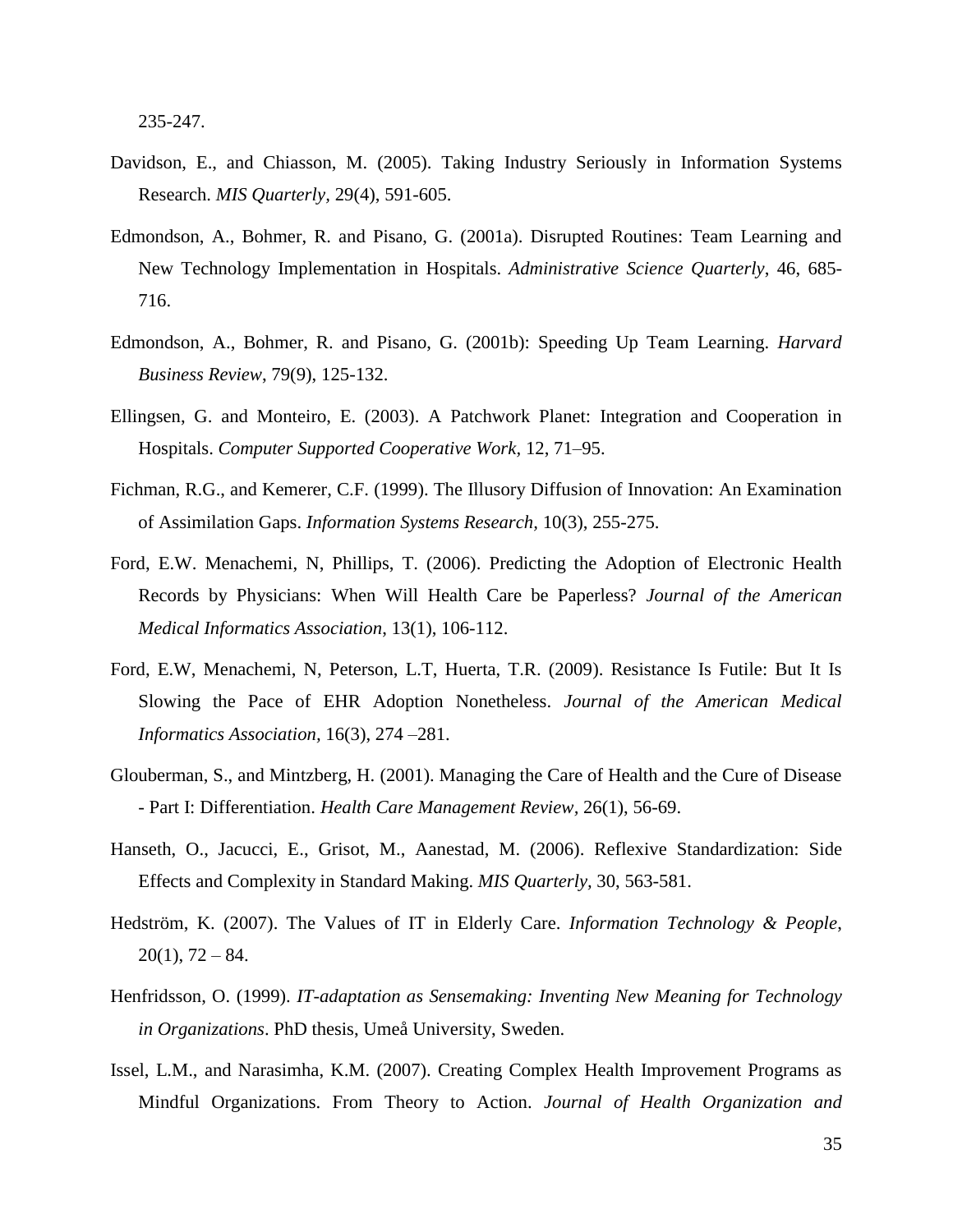235-247.

Davidson, E., and Chiasson, M. (2005). Taking Industry Seriously in Information Systems Research. *MIS Quarterly*, 29(4), 591-605.

Edmondson, A., Bohmer, R. and Pisano, G. (2001a). Disrupted Routines: Team Learning and New Technology Implementation in Hospitals. *Administrative Science Quarterly*, 46, 685-716.

Edmondson, A., Bohmer, R. and Pisano, G. (2001b): Speeding Up Team Learning. *Harvard Business Review*, 79(9), 125-132.

Ellingsen, G. and Monteiro, E. (2003). A Patchwork Planet: Integration and Cooperation in Hospitals. *Computer Supported Cooperative Work*, 12, 71–95.

Fichman, R.G., and Kemerer, C.F. (1999). The Illusory Diffusion of Innovation: An Examination of Assimilation Gaps. *Information Systems Research*, 10(3), 255-275.

Ford, E.W. Menachemi, N, Phillips, T. (2006). Predicting the Adoption of Electronic Health Records by Physicians: When Will Health Care be Paperless? *Journal of the American Medical Informatics Association*, 13(1), 106-112.

Ford, E.W, Menachemi, N, Peterson, L.T, Huerta, T.R. (2009). Resistance Is Futile: But It Is Slowing the Pace of EHR Adoption Nonetheless. *Journal of the American Medical Informatics Association,* 16(3), 274 –281.

Glouberman, S., and Mintzberg, H. (2001). Managing the Care of Health and the Cure of Disease - Part I: Differentiation. *Health Care Management Review*, 26(1), 56-69.

Hanseth, O., Jacucci, E., Grisot, M., Aanestad, M. (2006). Reflexive Standardization: Side Effects and Complexity in Standard Making. *MIS Quarterly,* 30, 563-581.

Hedström, K. (2007). The Values of IT in Elderly Care. *Information Technology & People*, 20(1), 72 – 84.

Henfridsson, O. (1999). *IT-adaptation as Sensemaking: Inventing New Meaning for Technology in Organizations*. PhD thesis, Umeå University, Sweden.

Issel, L.M., and Narasimha, K.M. (2007). Creating Complex Health Improvement Programs as Mindful Organizations. From Theory to Action. *Journal of Health Organization and*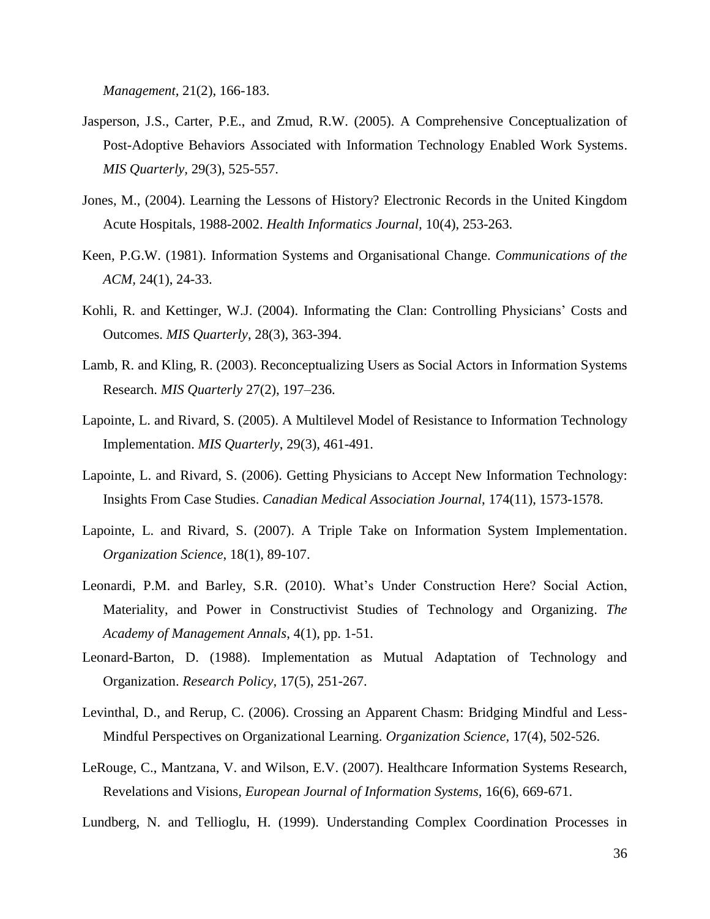*Management,* 21(2), 166-183.

Jasperson, J.S., Carter, P.E., and Zmud, R.W. (2005). A Comprehensive Conceptualization of Post-Adoptive Behaviors Associated with Information Technology Enabled Work Systems. *MIS Quarterly,* 29(3), 525-557.

Jones, M., (2004). Learning the Lessons of History? Electronic Records in the United Kingdom Acute Hospitals, 1988-2002. *Health Informatics Journal,* 10(4), 253-263.

Keen, P.G.W. (1981). Information Systems and Organisational Change. *Communications of the ACM,* 24(1), 24-33.

Kohli, R. and Kettinger, W.J. (2004). Informating the Clan: Controlling Physicians' Costs and Outcomes. *MIS Quarterly*, 28(3), 363-394.

Lamb, R. and Kling, R. (2003). Reconceptualizing Users as Social Actors in Information Systems Research. *MIS Quarterly* 27(2), 197–236.

Lapointe, L. and Rivard, S. (2005). A Multilevel Model of Resistance to Information Technology Implementation. *MIS Quarterly*, 29(3), 461-491.

Lapointe, L. and Rivard, S. (2006). Getting Physicians to Accept New Information Technology: Insights From Case Studies. *Canadian Medical Association Journal*, 174(11), 1573-1578.

Lapointe, L. and Rivard, S. (2007). A Triple Take on Information System Implementation. *Organization Science*, 18(1), 89-107.

Leonardi, P.M. and Barley, S.R. (2010). What's Under Construction Here? Social Action, Materiality, and Power in Constructivist Studies of Technology and Organizing. *The Academy of Management Annals*, 4(1), pp. 1-51.

Leonard-Barton, D. (1988). Implementation as Mutual Adaptation of Technology and Organization. *Research Policy,* 17(5), 251-267.

Levinthal, D., and Rerup, C. (2006). Crossing an Apparent Chasm: Bridging Mindful and Less-Mindful Perspectives on Organizational Learning. *Organization Science,* 17(4), 502-526.

LeRouge, C., Mantzana, V. and Wilson, E.V. (2007). Healthcare Information Systems Research, Revelations and Visions, *European Journal of Information Systems,* 16(6), 669-671.

Lundberg, N. and Tellioglu, H. (1999). Understanding Complex Coordination Processes in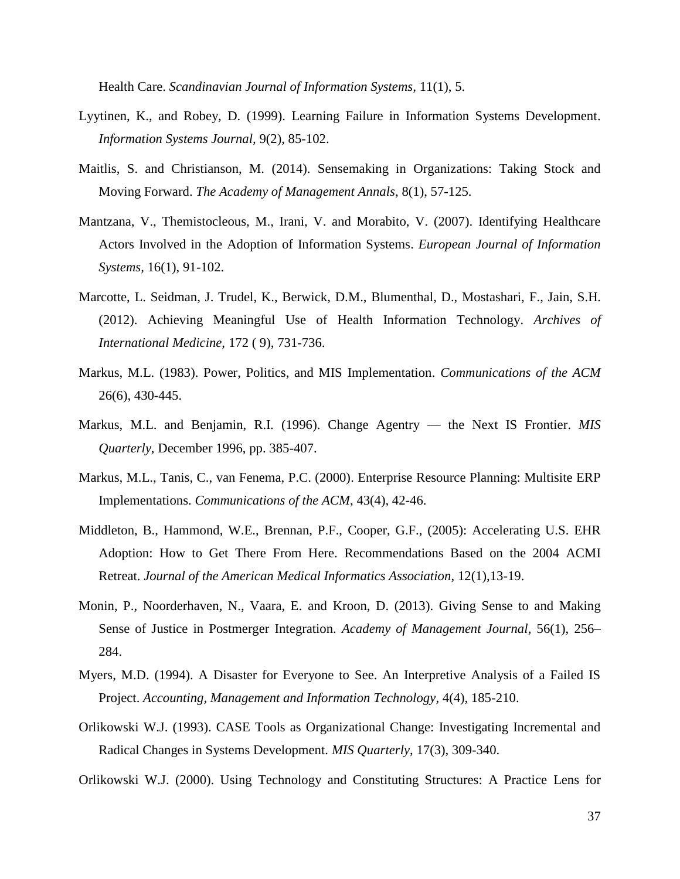Health Care. *Scandinavian Journal of Information Systems*, 11(1), 5.

Lyytinen, K., and Robey, D. (1999). Learning Failure in Information Systems Development. *Information Systems Journal*, 9(2), 85-102.

Maitlis, S. and Christianson, M. (2014). Sensemaking in Organizations: Taking Stock and Moving Forward. *The Academy of Management Annals*, 8(1), 57-125.

Mantzana, V., Themistocleous, M., Irani, V. and Morabito, V. (2007). Identifying Healthcare Actors Involved in the Adoption of Information Systems. *European Journal of Information Systems*, 16(1), 91-102.

Marcotte, L. Seidman, J. Trudel, K., Berwick, D.M., Blumenthal, D., Mostashari, F., Jain, S.H. (2012). Achieving Meaningful Use of Health Information Technology. *Archives of International Medicine*, 172 ( 9), 731-736.

Markus, M.L. (1983). Power, Politics, and MIS Implementation. *Communications of the ACM* 26(6), 430-445.

Markus, M.L. and Benjamin, R.I. (1996). Change Agentry — the Next IS Frontier. *MIS Quarterly*, December 1996, pp. 385-407.

Markus, M.L., Tanis, C., van Fenema, P.C. (2000). Enterprise Resource Planning: Multisite ERP Implementations. *Communications of the ACM*, 43(4), 42-46.

Middleton, B., Hammond, W.E., Brennan, P.F., Cooper, G.F., (2005): Accelerating U.S. EHR Adoption: How to Get There From Here. Recommendations Based on the 2004 ACMI Retreat. *Journal of the American Medical Informatics Association*, 12(1),13-19.

Monin, P., Noorderhaven, N., Vaara, E. and Kroon, D. (2013). Giving Sense to and Making Sense of Justice in Postmerger Integration. *Academy of Management Journal,* 56(1), 256–284.

Myers, M.D. (1994). A Disaster for Everyone to See. An Interpretive Analysis of a Failed IS Project. *Accounting, Management and Information Technology*, 4(4), 185-210.

Orlikowski W.J. (1993). CASE Tools as Organizational Change: Investigating Incremental and Radical Changes in Systems Development. *MIS Quarterly*, 17(3), 309-340.

Orlikowski W.J. (2000). Using Technology and Constituting Structures: A Practice Lens for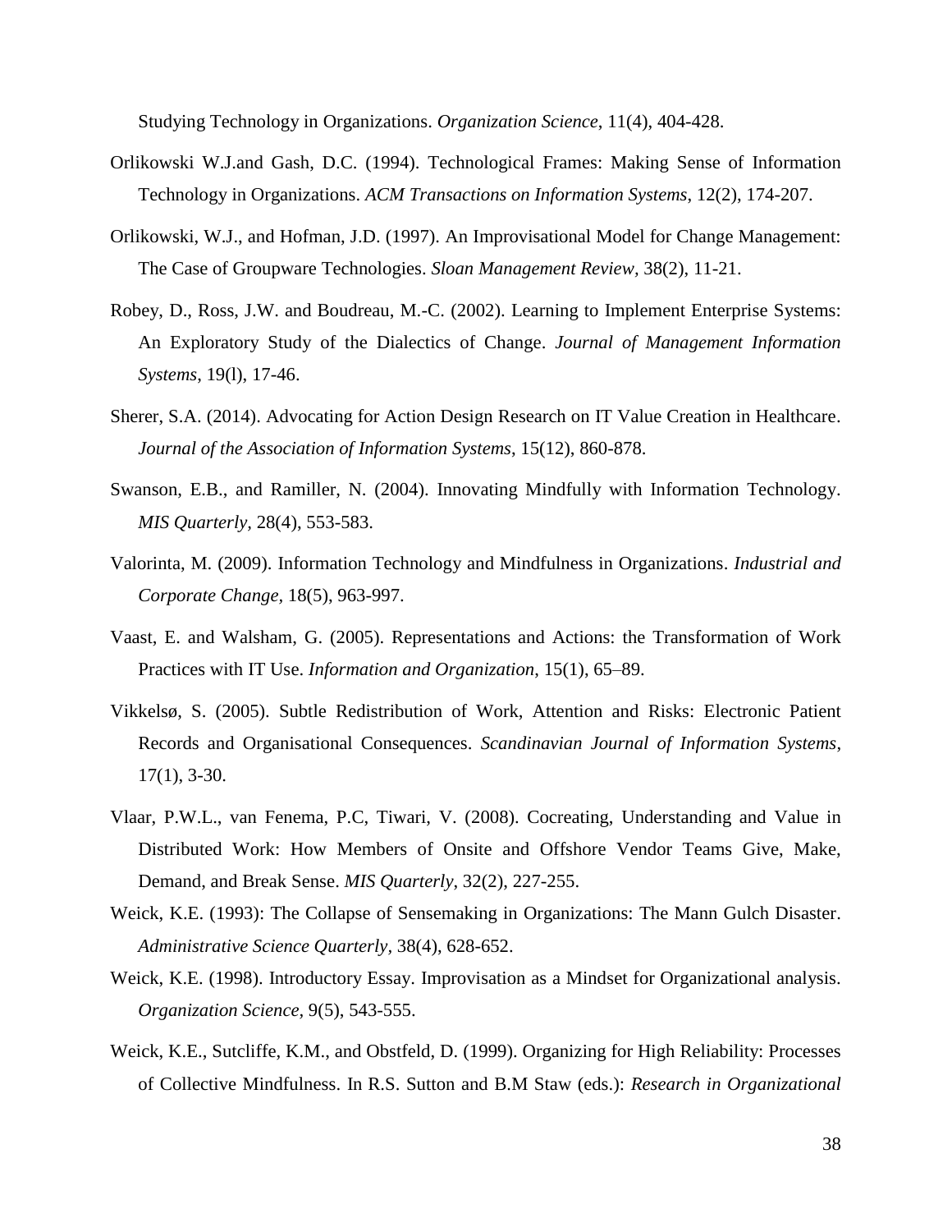Studying Technology in Organizations. *Organization Science*, 11(4), 404-428.

Orlikowski W.J.and Gash, D.C. (1994). Technological Frames: Making Sense of Information Technology in Organizations. *ACM Transactions on Information Systems*, 12(2), 174-207.

Orlikowski, W.J., and Hofman, J.D. (1997). An Improvisational Model for Change Management: The Case of Groupware Technologies. *Sloan Management Review*, 38(2), 11-21.

Robey, D., Ross, J.W. and Boudreau, M.-C. (2002). Learning to Implement Enterprise Systems: An Exploratory Study of the Dialectics of Change. *Journal of Management Information Systems*, 19(l), 17-46.

Sherer, S.A. (2014). Advocating for Action Design Research on IT Value Creation in Healthcare. *Journal of the Association of Information Systems*, 15(12), 860-878.

Swanson, E.B., and Ramiller, N. (2004). Innovating Mindfully with Information Technology. *MIS Quarterly*, 28(4), 553-583.

Valorinta, M. (2009). Information Technology and Mindfulness in Organizations. *Industrial and Corporate Change*, 18(5), 963-997.

Vaast, E. and Walsham, G. (2005). Representations and Actions: the Transformation of Work Practices with IT Use. *Information and Organization*, 15(1), 65–89.

Vikkelsø, S. (2005). Subtle Redistribution of Work, Attention and Risks: Electronic Patient Records and Organisational Consequences. *Scandinavian Journal of Information Systems*, 17(1), 3-30.

Vlaar, P.W.L., van Fenema, P.C, Tiwari, V. (2008). Cocreating, Understanding and Value in Distributed Work: How Members of Onsite and Offshore Vendor Teams Give, Make, Demand, and Break Sense. *MIS Quarterly*, 32(2), 227-255.

Weick, K.E. (1993): The Collapse of Sensemaking in Organizations: The Mann Gulch Disaster. *Administrative Science Quarterly*, 38(4), 628-652.

Weick, K.E. (1998). Introductory Essay. Improvisation as a Mindset for Organizational analysis. *Organization Science*, 9(5), 543-555.

Weick, K.E., Sutcliffe, K.M., and Obstfeld, D. (1999). Organizing for High Reliability: Processes of Collective Mindfulness. In R.S. Sutton and B.M Staw (eds.): *Research in Organizational*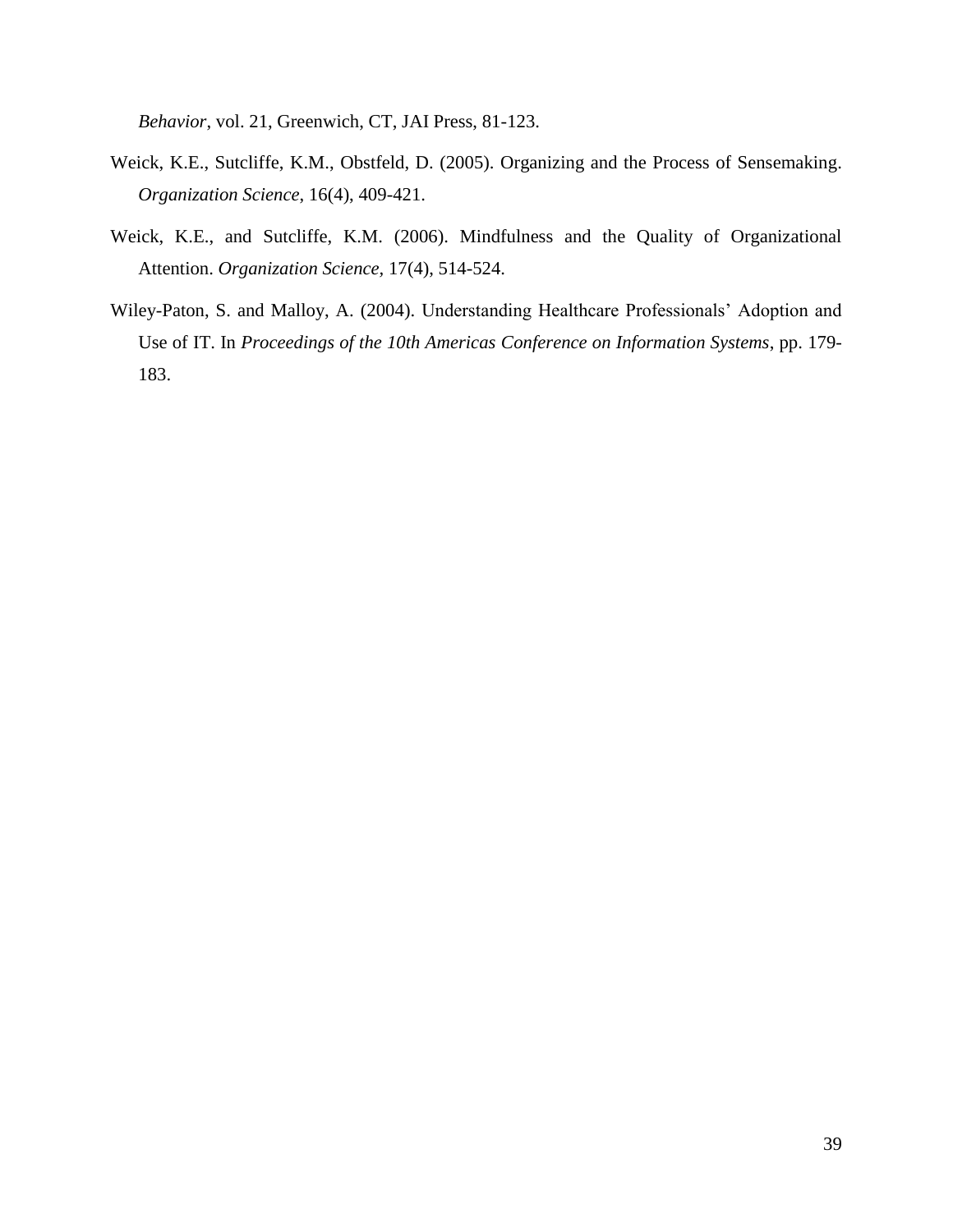*Behavior*, vol. 21, Greenwich, CT, JAI Press, 81-123.

Weick, K.E., Sutcliffe, K.M., Obstfeld, D. (2005). Organizing and the Process of Sensemaking. *Organization Science*, 16(4), 409-421.

Weick, K.E., and Sutcliffe, K.M. (2006). Mindfulness and the Quality of Organizational Attention. *Organization Science*, 17(4), 514-524.

Wiley-Paton, S. and Malloy, A. (2004). Understanding Healthcare Professionals' Adoption and Use of IT. In *Proceedings of the 10th Americas Conference on Information Systems*, pp. 179-183.